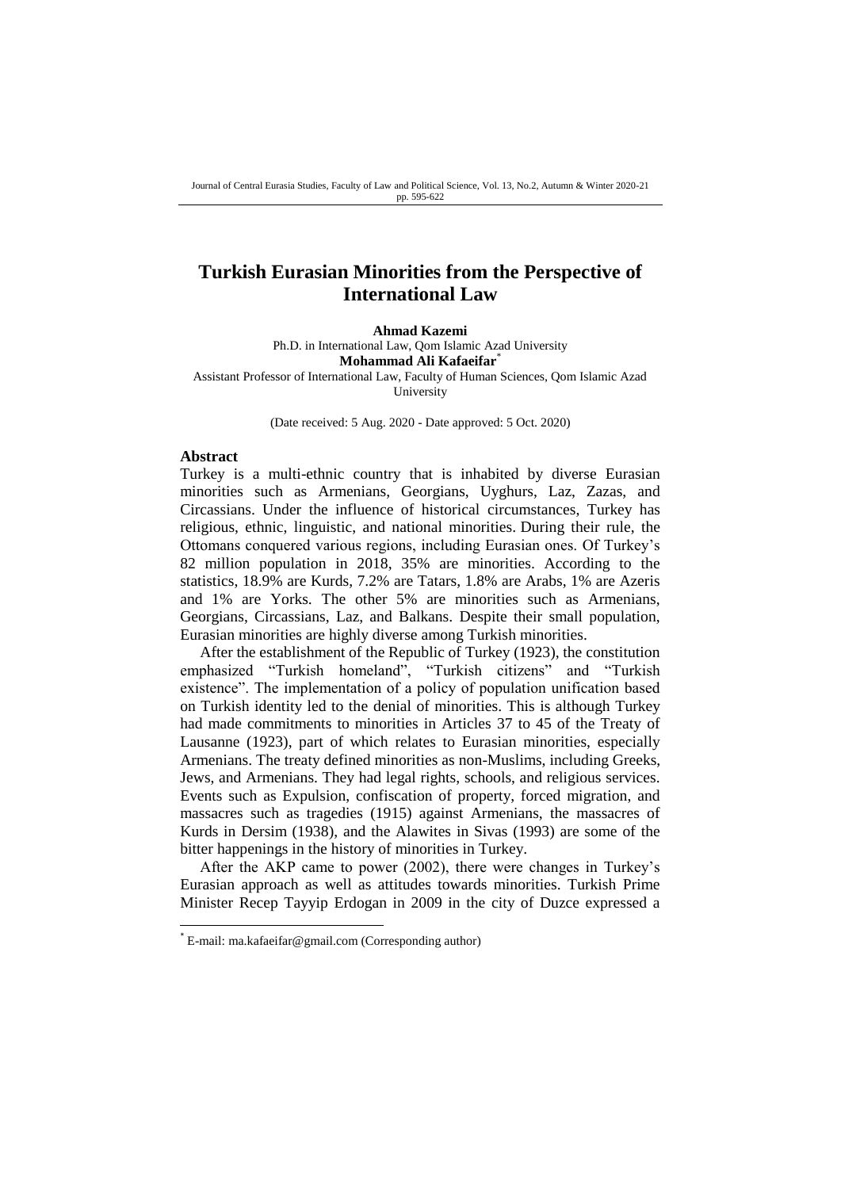# Turkish Eurasian Minorities from the Perspective of International Law

**Ahmad Kazemi**
Ph.D. in International Law, Qom Islamic Azad University
**Mohammad Ali Kafaeifar***
Assistant Professor of International Law, Faculty of Human Sciences, Qom Islamic Azad University

(Date received: 5 Aug. 2020 - Date approved: 5 Oct. 2020)

## Abstract

Turkey is a multi-ethnic country that is inhabited by diverse Eurasian minorities such as Armenians, Georgians, Uyghurs, Laz, Zazas, and Circassians. Under the influence of historical circumstances, Turkey has religious, ethnic, linguistic, and national minorities. During their rule, the Ottomans conquered various regions, including Eurasian ones. Of Turkey's 82 million population in 2018, 35% are minorities. According to the statistics, 18.9% are Kurds, 7.2% are Tatars, 1.8% are Arabs, 1% are Azeris and 1% are Yorks. The other 5% are minorities such as Armenians, Georgians, Circassians, Laz, and Balkans. Despite their small population, Eurasian minorities are highly diverse among Turkish minorities.

After the establishment of the Republic of Turkey (1923), the constitution emphasized "Turkish homeland", "Turkish citizens" and "Turkish existence". The implementation of a policy of population unification based on Turkish identity led to the denial of minorities. This is although Turkey had made commitments to minorities in Articles 37 to 45 of the Treaty of Lausanne (1923), part of which relates to Eurasian minorities, especially Armenians. The treaty defined minorities as non-Muslims, including Greeks, Jews, and Armenians. They had legal rights, schools, and religious services. Events such as Expulsion, confiscation of property, forced migration, and massacres such as tragedies (1915) against Armenians, the massacres of Kurds in Dersim (1938), and the Alawites in Sivas (1993) are some of the bitter happenings in the history of minorities in Turkey.

After the AKP came to power (2002), there were changes in Turkey's Eurasian approach as well as attitudes towards minorities. Turkish Prime Minister Recep Tayyip Erdogan in 2009 in the city of Duzce expressed a

---

* E-mail: ma.kafaeifar@gmail.com (Corresponding author)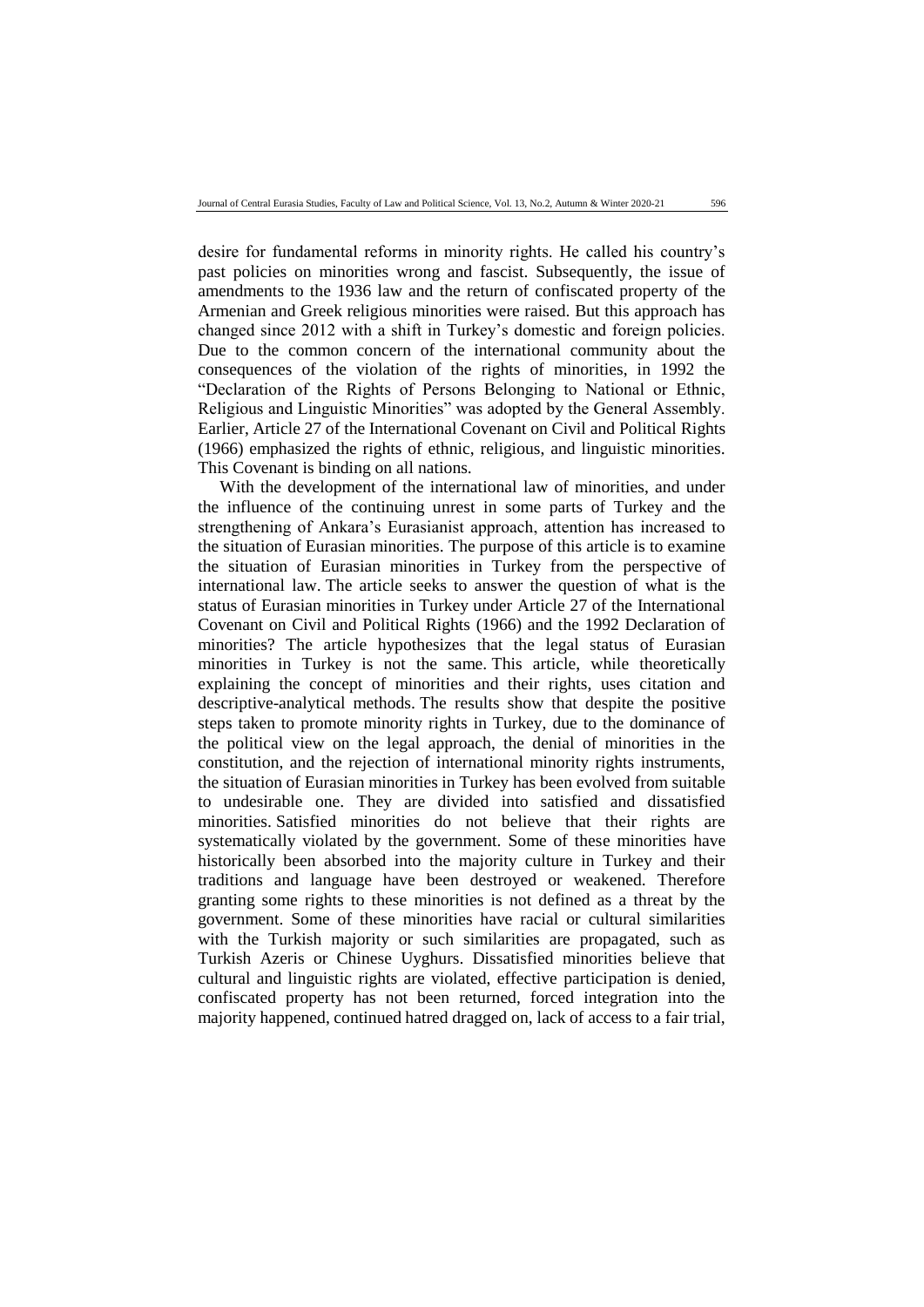desire for fundamental reforms in minority rights. He called his country's past policies on minorities wrong and fascist. Subsequently, the issue of amendments to the 1936 law and the return of confiscated property of the Armenian and Greek religious minorities were raised. But this approach has changed since 2012 with a shift in Turkey's domestic and foreign policies. Due to the common concern of the international community about the consequences of the violation of the rights of minorities, in 1992 the "Declaration of the Rights of Persons Belonging to National or Ethnic, Religious and Linguistic Minorities" was adopted by the General Assembly. Earlier, Article 27 of the International Covenant on Civil and Political Rights (1966) emphasized the rights of ethnic, religious, and linguistic minorities. This Covenant is binding on all nations.

With the development of the international law of minorities, and under the influence of the continuing unrest in some parts of Turkey and the strengthening of Ankara's Eurasianist approach, attention has increased to the situation of Eurasian minorities. The purpose of this article is to examine the situation of Eurasian minorities in Turkey from the perspective of international law. The article seeks to answer the question of what is the status of Eurasian minorities in Turkey under Article 27 of the International Covenant on Civil and Political Rights (1966) and the 1992 Declaration of minorities? The article hypothesizes that the legal status of Eurasian minorities in Turkey is not the same. This article, while theoretically explaining the concept of minorities and their rights, uses citation and descriptive-analytical methods. The results show that despite the positive steps taken to promote minority rights in Turkey, due to the dominance of the political view on the legal approach, the denial of minorities in the constitution, and the rejection of international minority rights instruments, the situation of Eurasian minorities in Turkey has been evolved from suitable to undesirable one. They are divided into satisfied and dissatisfied minorities. Satisfied minorities do not believe that their rights are systematically violated by the government. Some of these minorities have historically been absorbed into the majority culture in Turkey and their traditions and language have been destroyed or weakened. Therefore granting some rights to these minorities is not defined as a threat by the government. Some of these minorities have racial or cultural similarities with the Turkish majority or such similarities are propagated, such as Turkish Azeris or Chinese Uyghurs. Dissatisfied minorities believe that cultural and linguistic rights are violated, effective participation is denied, confiscated property has not been returned, forced integration into the majority happened, continued hatred dragged on, lack of access to a fair trial,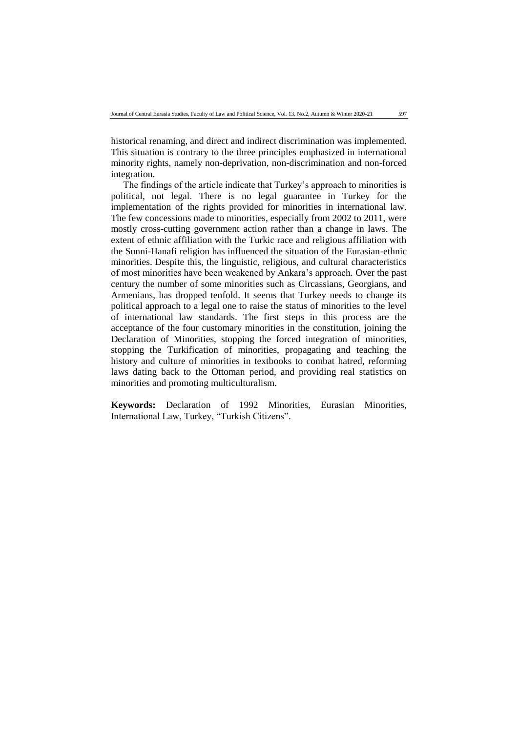historical renaming, and direct and indirect discrimination was implemented. This situation is contrary to the three principles emphasized in international minority rights, namely non-deprivation, non-discrimination and non-forced integration.

The findings of the article indicate that Turkey's approach to minorities is political, not legal. There is no legal guarantee in Turkey for the implementation of the rights provided for minorities in international law. The few concessions made to minorities, especially from 2002 to 2011, were mostly cross-cutting government action rather than a change in laws. The extent of ethnic affiliation with the Turkic race and religious affiliation with the Sunni-Hanafi religion has influenced the situation of the Eurasian-ethnic minorities. Despite this, the linguistic, religious, and cultural characteristics of most minorities have been weakened by Ankara's approach. Over the past century the number of some minorities such as Circassians, Georgians, and Armenians, has dropped tenfold. It seems that Turkey needs to change its political approach to a legal one to raise the status of minorities to the level of international law standards. The first steps in this process are the acceptance of the four customary minorities in the constitution, joining the Declaration of Minorities, stopping the forced integration of minorities, stopping the Turkification of minorities, propagating and teaching the history and culture of minorities in textbooks to combat hatred, reforming laws dating back to the Ottoman period, and providing real statistics on minorities and promoting multiculturalism.

**Keywords:** Declaration of 1992 Minorities, Eurasian Minorities, International Law, Turkey, "Turkish Citizens".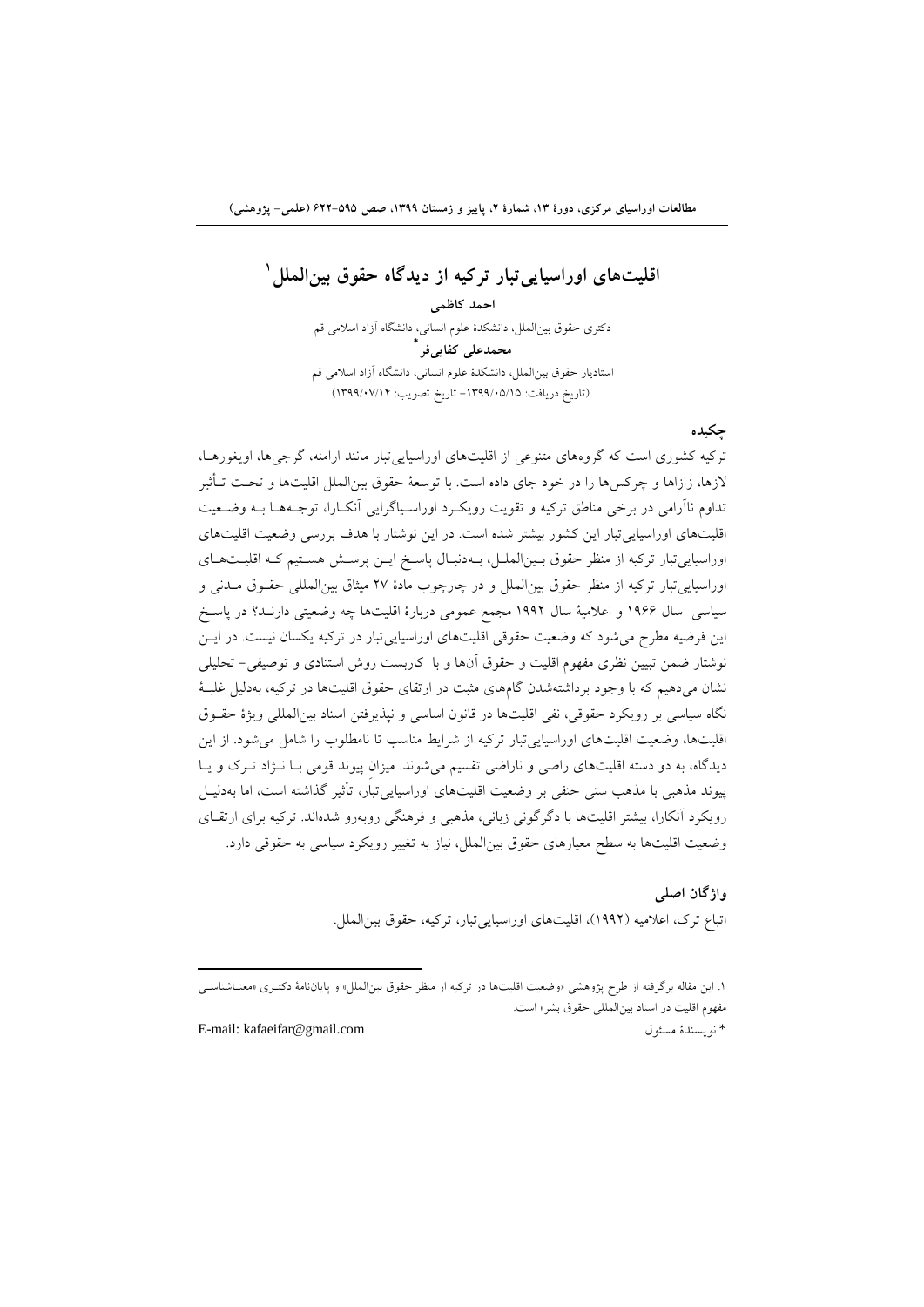# اقلیت‌های اوراسیایی‌تبار ترکیه از دیدگاه حقوق بین‌الملل[1]

**احمد کاظمی**

دکتری حقوق بین‌الملل، دانشکدهٔ علوم انسانی، دانشگاه آزاد اسلامی قم

**محمدعلی کفایی‌فر***

استادیار حقوق بین‌الملل، دانشکدهٔ علوم انسانی، دانشگاه آزاد اسلامی قم

(تاریخ دریافت: ۱۳۹۹/۰۵/۱۵- تاریخ تصویب: ۱۳۹۹/۰۷/۱۴)

## چکیده

ترکیه کشوری است که گروه‌های متنوعی از اقلیت‌های اوراسیایی‌تبار مانند ارامنه، گرجی‌ها، اویغورها، لازها، زازاها و چرکس‌ها را در خود جای داده است. با توسعهٔ حقوق بین‌الملل اقلیت‌ها و تحت تأثیر تداوم ناآرامی در برخی مناطق ترکیه و تقویت رویکرد اوراسیاگرایی آنکارا، توجه‌ها به وضعیت اقلیت‌های اوراسیایی‌تبار این کشور بیشتر شده است. در این نوشتار با هدف بررسی وضعیت اقلیت‌های اوراسیایی‌تبار ترکیه از منظر حقوق بین‌الملل، به‌دنبال پاسخ این پرسش هستیم که اقلیت‌های اوراسیایی‌تبار ترکیه از منظر حقوق بین‌الملل و در چارچوب مادهٔ ۲۷ میثاق بین‌المللی حقوق مدنی و سیاسی سال ۱۹۶۶ و اعلامیهٔ سال ۱۹۹۲ مجمع عمومی دربارهٔ اقلیت‌ها چه وضعیتی دارند؟ در پاسخ این فرضیه مطرح می‌شود که وضعیت حقوقی اقلیت‌های اوراسیایی‌تبار در ترکیه یکسان نیست. در این نوشتار ضمن تبیین نظری مفهوم اقلیت و حقوق آن‌ها و با کاربست روش استنادی و توصیفی- تحلیلی نشان می‌دهیم که با وجود برداشته‌شدن گام‌های مثبت در ارتقای حقوق اقلیت‌ها در ترکیه، به‌دلیل غلبهٔ نگاه سیاسی بر رویکرد حقوقی، نفی اقلیت‌ها در قانون اساسی و نپذیرفتن اسناد بین‌المللی ویژهٔ حقوق اقلیت‌ها، وضعیت اقلیت‌های اوراسیایی‌تبار ترکیه از شرایط مناسب تا نامطلوب را شامل می‌شود. از این دیدگاه، به دو دسته اقلیت‌های راضی و ناراضی تقسیم می‌شوند. میزان پیوند قومی با نژاد ترک و یا پیوند مذهبی با مذهب سنی حنفی بر وضعیت اقلیت‌های اوراسیایی‌تبار، تأثیر گذاشته است، اما به‌دلیل رویکرد آنکارا، بیشتر اقلیت‌ها با دگرگونی زبانی، مذهبی و فرهنگی روبه‌رو شده‌اند. ترکیه برای ارتقای وضعیت اقلیت‌ها به سطح معیارهای حقوق بین‌الملل، نیاز به تغییر رویکرد سیاسی به حقوقی دارد.

## واژگان اصلی

اتباع ترک، اعلامیه (۱۹۹۲)، اقلیت‌های اوراسیایی‌تبار، ترکیه، حقوق بین‌الملل.

---

۱. این مقاله برگرفته از طرح پژوهشی «وضعیت اقلیت‌ها در ترکیه از منظر حقوق بین‌الملل» و پایان‌نامهٔ دکتری «معناشناسی مفهوم اقلیت در اسناد بین‌المللی حقوق بشر» است.

* نویسندهٔ مسئول E-mail: kafaeifar@gmail.com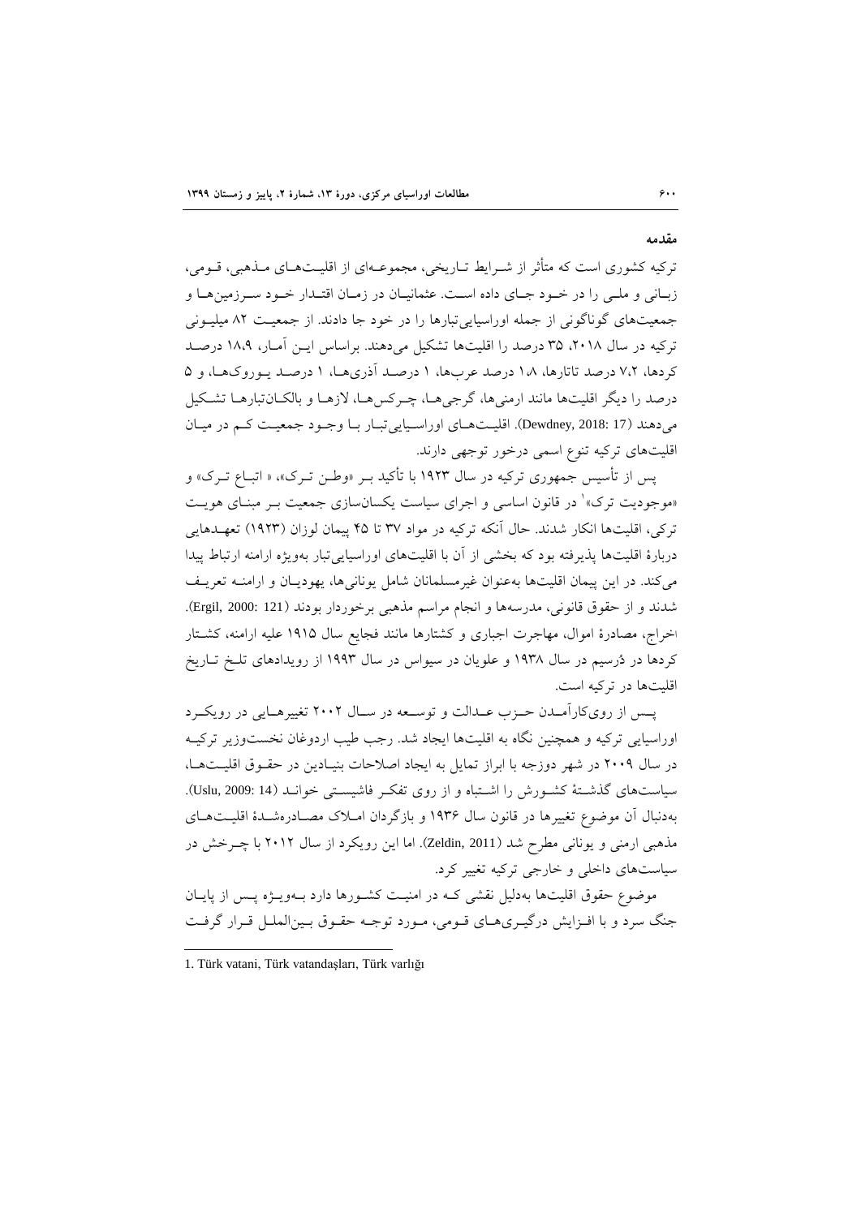## مقدمه

ترکیه کشوری است که متأثر از شرایط تاریخی، مجموعه‌ای از اقلیت‌های مذهبی، قومی، زبانی و ملی را در خود جای داده است. عثمانیان در زمان اقتدار خود سرزمین‌ها و جمعیت‌های گوناگونی از جمله اوراسیایی‌تبارها را در خود جا دادند. از جمعیت ۸۲ میلیونی ترکیه در سال ۲۰۱۸، ۳۵ درصد را اقلیت‌ها تشکیل می‌دهند. براساس این آمار، ۱۸،۹ درصد کردها، ۷،۲ درصد تاتارها، ۱،۸ درصد عرب‌ها، ۱ درصد آذری‌ها، ۱ درصد یوروک‌ها، و ۵ درصد را دیگر اقلیت‌ها مانند ارمنی‌ها، گرجی‌ها، چرکس‌ها، لازها و بالکان‌تبارها تشکیل می‌دهند (Dewdney, 2018: 17). اقلیت‌های اوراسیایی‌تبار با وجود جمعیت کم در میان اقلیت‌های ترکیه تنوع اسمی درخور توجهی دارند.

پس از تأسیس جمهوری ترکیه در سال ۱۹۲۳ با تأکید بر «وطن ترک»، « اتباع ترک» و «موجودیت ترک»[1] در قانون اساسی و اجرای سیاست یکسان‌سازی جمعیت بر مبنای هویت ترکی، اقلیت‌ها انکار شدند. حال آنکه ترکیه در مواد ۳۷ تا ۴۵ پیمان لوزان (۱۹۲۳) تعهدهایی دربارهٔ اقلیت‌ها پذیرفته بود که بخشی از آن با اقلیت‌های اوراسیایی‌تبار به‌ویژه ارامنه ارتباط پیدا می‌کند. در این پیمان اقلیت‌ها به‌عنوان غیرمسلمانان شامل یونانی‌ها، یهودیان و ارامنه تعریف شدند و از حقوق قانونی، مدرسه‌ها و انجام مراسم مذهبی برخوردار بودند (Ergil, 2000: 121). اخراج، مصادرهٔ اموال، مهاجرت اجباری و کشتارها مانند فجایع سال ۱۹۱۵ علیه ارامنه، کشتار کردها در دُرسیم در سال ۱۹۳۸ و علویان در سیواس در سال ۱۹۹۳ از رویدادهای تلخ تاریخ اقلیت‌ها در ترکیه است.

پس از روی‌کارآمدن حزب عدالت و توسعه در سال ۲۰۰۲ تغییرهایی در رویکرد اوراسیایی ترکیه و همچنین نگاه به اقلیت‌ها ایجاد شد. رجب طیب اردوغان نخست‌وزیر ترکیه در سال ۲۰۰۹ در شهر دوزجه با ابراز تمایل به ایجاد اصلاحات بنیادین در حقوق اقلیت‌ها، سیاست‌های گذشتهٔ کشورش را اشتباه و از روی تفکر فاشیستی خواند (Uslu, 2009: 14). به‌دنبال آن موضوع تغییرها در قانون سال ۱۹۳۶ و بازگردان املاک مصادره‌شدهٔ اقلیت‌های مذهبی ارمنی و یونانی مطرح شد (Zeldin, 2011). اما این رویکرد از سال ۲۰۱۲ با چرخش در سیاست‌های داخلی و خارجی ترکیه تغییر کرد.

موضوع حقوق اقلیت‌ها به‌دلیل نقشی که در امنیت کشورها دارد به‌ویژه پس از پایان جنگ سرد و با افزایش درگیری‌های قومی، مورد توجه حقوق بین‌الملل قرار گرفت

---

1. Türk vatani, Türk vatandaşları, Türk varlığı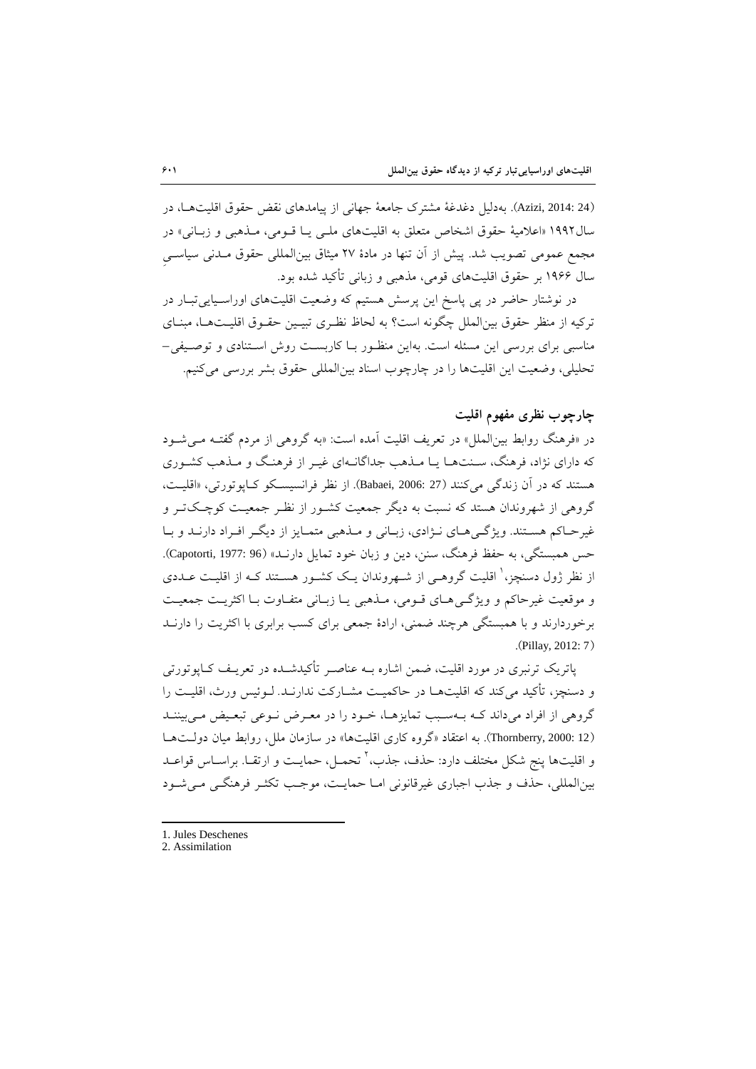(Azizi, 2014: 24). به‌دلیل دغدغهٔ مشترک جامعهٔ جهانی از پیامدهای نقض حقوق اقلیت‌ها، در سال۱۹۹۲ «اعلامیهٔ حقوق اشخاص متعلق به اقلیت‌های ملی یا قومی، مذهبی و زبانی» در مجمع عمومی تصویب شد. پیش از آن تنها در مادهٔ ۲۷ میثاق بین‌المللی حقوق مدنی سیاسیِ سال ۱۹۶۶ بر حقوق اقلیت‌های قومی، مذهبی و زبانی تأکید شده بود.

در نوشتار حاضر در پی پاسخ این پرسش هستیم که وضعیت اقلیت‌های اوراسیایی‌تبار در ترکیه از منظر حقوق بین‌الملل چگونه است؟ به لحاظ نظری تبیین حقوق اقلیت‌ها، مبنای مناسبی برای بررسی این مسئله است. بهاین منظور با کاربست روش استنادی و توصیفی–تحلیلی، وضعیت این اقلیت‌ها را در چارچوب اسناد بین‌المللی حقوق بشر بررسی می‌کنیم.

## چارچوب نظری مفهوم اقلیت

در «فرهنگ روابط بین‌الملل» در تعریف اقلیت آمده است: «به گروهی از مردم گفته می‌شود که دارای نژاد، فرهنگ، سنت‌ها یا مذهب جداگانه‌ای غیر از فرهنگ و مذهب کشوری هستند که در آن زندگی می‌کنند (Babaei, 2006: 27). از نظر فرانسیسکو کاپوتورتی، «اقلیت، گروهی از شهروندان هستند که نسبت به دیگر جمعیت کشور از نظر جمعیت کوچک‌تر و غیرحاکم هستند. ویژگی‌های نژادی، زبانی و مذهبی متمایز از دیگر افراد دارند و با حس همبستگی، به حفظ فرهنگ، سنن، دین و زبان خود تمایل دارند» (Capotorti, 1977: 96). از نظر ژول دسنچز،[1] اقلیت گروهی از شهروندان یک کشور هستند که اقلیت عددی و موقعیت غیرحاکم و ویژگی‌های قومی، مذهبی یا زبانی متفاوت با اکثریت جمعیت برخوردارند و با همبستگی هرچند ضمنی، ارادهٔ جمعی برای کسب برابری با اکثریت را دارند (Pillay, 2012: 7).

پاتریک ترنبری در مورد اقلیت، ضمن اشاره به عناصر تأکیدشده در تعریف کاپوتورتی و دسنچز، تأکید می‌کند که اقلیت‌ها در حاکمیت مشارکت ندارند. لوئیس ورث، اقلیت را گروهی از افراد می‌داند که به‌سبب تمایزها، خود را در معرض نوعی تبعیض می‌بینند (Thornberry, 2000: 12). به اعتقاد «گروه کاری اقلیت‌ها» در سازمان ملل، روابط میان دولت‌ها و اقلیت‌ها پنج شکل مختلف دارد: حذف، جذب،[2] تحمل، حمایت و ارتقا. براساس قواعد بین‌المللی، حذف و جذب اجباری غیرقانونی اما حمایت، موجب تکثر فرهنگی می‌شود

---

1. Jules Deschenes
2. Assimilation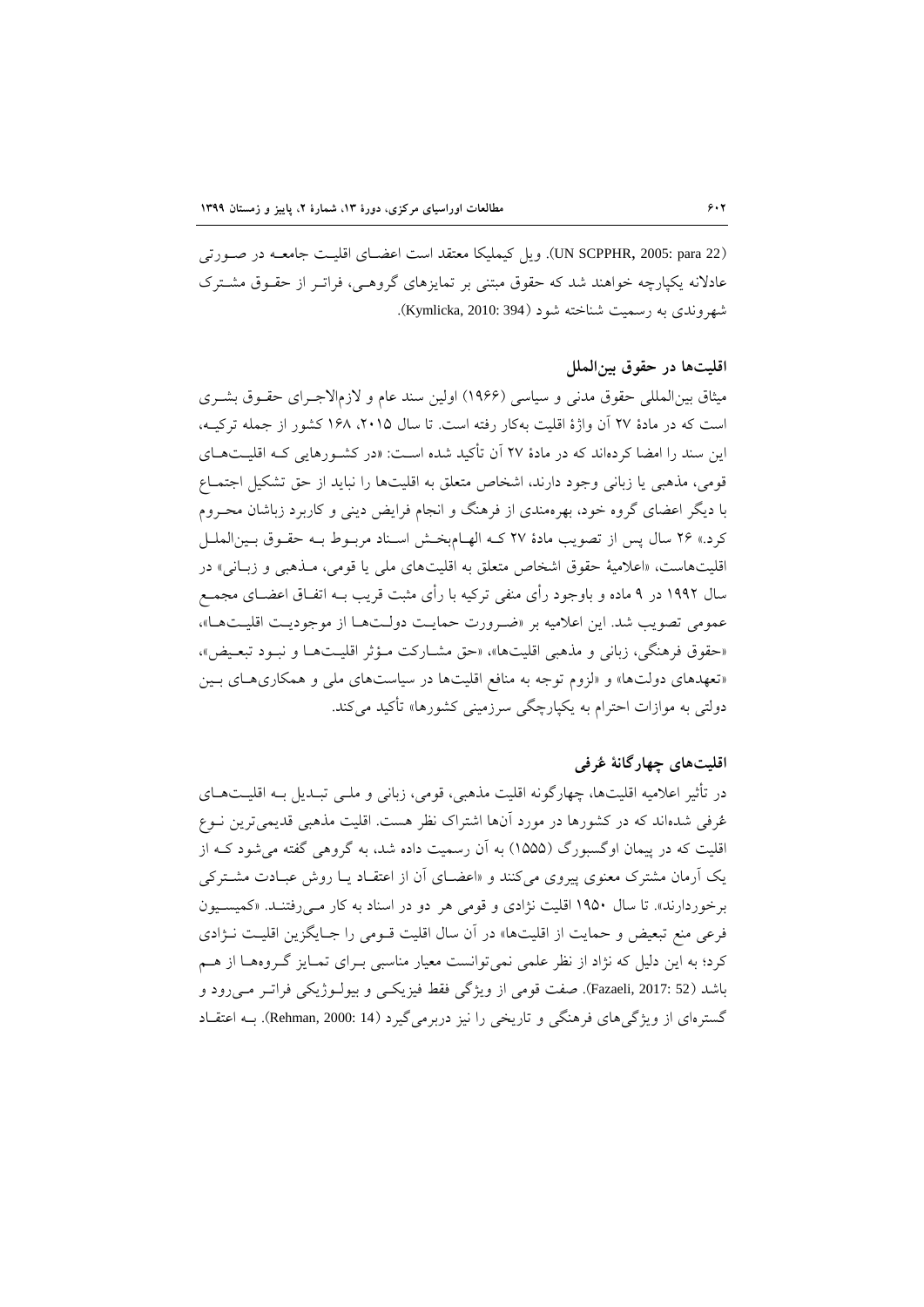(UN SCPPHR, 2005: para 22). ویل کیملیکا معتقد است اعضـای اقلیـت جامعـه در صـورتی عادلانه یکپارچه خواهند شد که حقوق مبتنی بر تمایزهای گروهـی، فراتـر از حقـوق مشـترک شهروندی به رسمیت شناخته شود (Kymlicka, 2010: 394).

### اقلیت‌ها در حقوق بین‌الملل

میثاق بین‌المللی حقوق مدنی و سیاسی (۱۹۶۶) اولین سند عام و لازم‌الاجـرای حقـوق بشـری است که در مادهٔ ۲۷ آن واژهٔ اقلیت به‌کار رفته است. تا سال ۲۰۱۵، ۱۶۸ کشور از جمله ترکیـه، این سند را امضا کرده‌اند که در مادهٔ ۲۷ آن تأکید شده اسـت: «در کشـورهایی کـه اقلیـت‌هـای قومی، مذهبی یا زبانی وجود دارند، اشخاص متعلق به اقلیت‌ها را نباید از حق تشکیل اجتمـاع با دیگر اعضای گروه خود، بهره‌مندی از فرهنگ و انجام فرایض دینی و کاربرد زبانشان محـروم کرد.» ۲۶ سال پس از تصویب مادهٔ ۲۷ کـه الهـام‌بخـش اسـناد مربـوط بـه حقـوق بـین‌الملـل اقلیت‌هاست، «اعلامیهٔ حقوق اشخاص متعلق به اقلیت‌های ملی یا قومی، مـذهبی و زبـانی» در سال ۱۹۹۲ در ۹ ماده و باوجود رأی منفی ترکیه با رأی مثبت قریب بـه اتفـاق اعضـای مجمـع عمومی تصویب شد. این اعلامیه بر «ضـرورت حمایـت دولـت‌هـا از موجودیـت اقلیـت‌هـا»، «حقوق فرهنگی، زبانی و مذهبی اقلیت‌ها»، «حق مشـارکت مـؤثر اقلیـت‌هـا و نبـود تبعـیض»، «تعهدهای دولت‌ها» و «لزوم توجه به منافع اقلیت‌ها در سیاست‌های ملی و همکاری‌هـای بـین دولتی به موازات احترام به یکپارچگی سرزمینی کشورها» تأکید می‌کند.

### اقلیت‌های چهارگانهٔ عُرفی

در تأثیر اعلامیه اقلیت‌ها، چهارگونه اقلیت مذهبی، قومی، زبانی و ملـی تبـدیل بـه اقلیـت‌هـای عُرفی شده‌اند که در کشورها در مورد آن‌ها اشتراک نظر هست. اقلیت مذهبی قدیمی‌ترین نـوع اقلیت که در پیمان اوگسبورگ (۱۵۵۵) به آن رسمیت داده شد، به گروهی گفته می‌شود کـه از یک آرمان مشترک معنوی پیروی می‌کنند و «اعضـای آن از اعتقـاد یـا روش عبـادت مشـترکی برخوردارند». تا سال ۱۹۵۰ اقلیت نژادی و قومی هر دو در اسناد به کار مـی‌رفتنـد. «کمیسـیون فرعی منع تبعیض و حمایت از اقلیت‌ها» در آن سال اقلیت قـومی را جـایگزین اقلیـت نـژادی کرد؛ به این دلیل که نژاد از نظر علمی نمی‌توانست معیار مناسبی بـرای تمـایز گـروه‌هـا از هـم باشد (Fazaeli, 2017: 52). صفت قومی از ویژگی فقط فیزیکـی و بیولـوژیکی فراتـر مـی‌رود و گستره‌ای از ویژگی‌های فرهنگی و تاریخی را نیز دربرمی‌گیرد (Rehman, 2000: 14). بـه اعتقـاد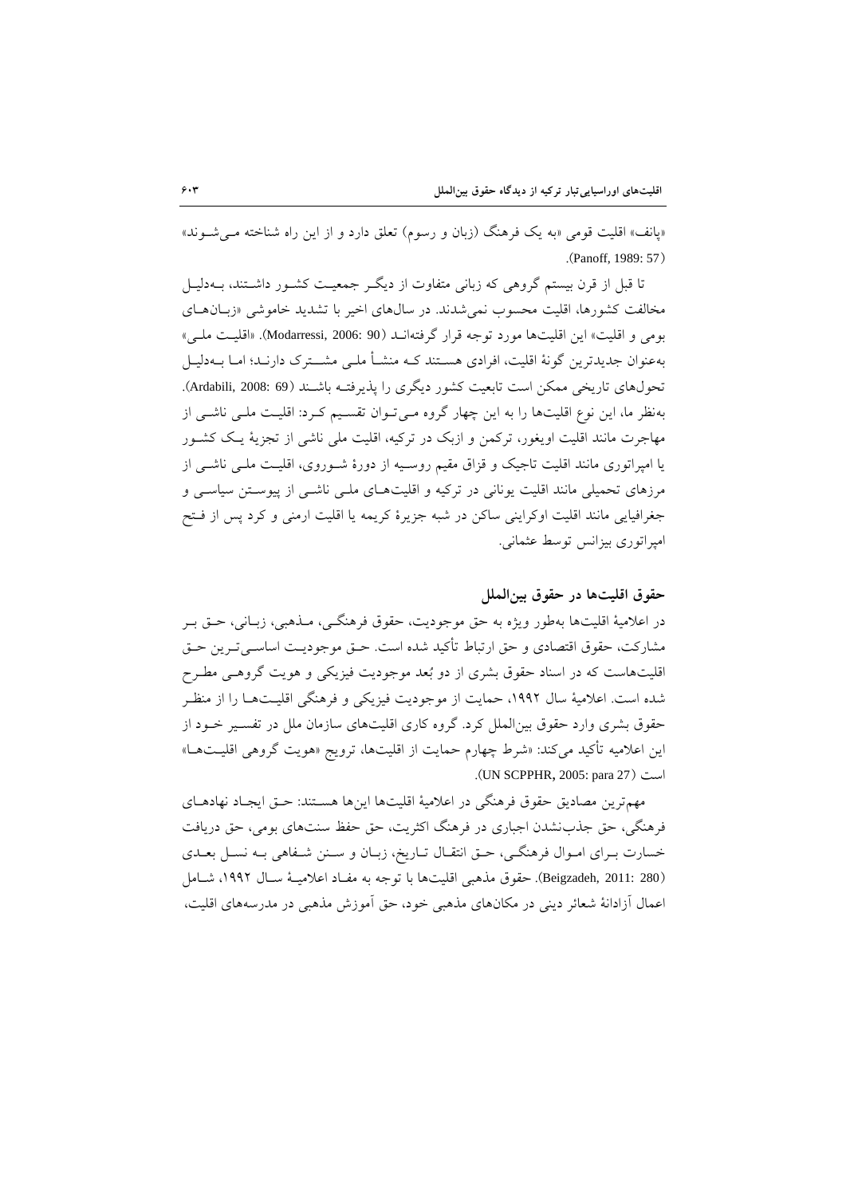«پانف» اقلیت قومی «به یک فرهنگ (زبان و رسوم) تعلق دارد و از این راه شناخته می‌شوند» (Panoff, 1989: 57).

تا قبل از قرن بیستم گروهی که زبانی متفاوت از دیگر جمعیت کشور داشتند، به‌دلیل مخالفت کشورها، اقلیت محسوب نمی‌شدند. در سال‌های اخیر با تشدید خاموشی «زبان‌های بومی و اقلیت» این اقلیت‌ها مورد توجه قرار گرفته‌اند (Modarressi, 2006: 90). «اقلیت ملی» به‌عنوان جدیدترین گونهٔ اقلیت، افرادی هستند که منشأ ملی مشترک دارند؛ اما به‌دلیل تحول‌های تاریخی ممکن است تابعیت کشور دیگری را پذیرفته باشند (Ardabili, 2008: 69). به‌نظر ما، این نوع اقلیت‌ها را به این چهار گروه می‌توان تقسیم کرد: اقلیت ملی ناشی از مهاجرت مانند اقلیت اویغور، ترکمن و ازبک در ترکیه، اقلیت ملی ناشی از تجزیهٔ یک کشور یا امپراتوری مانند اقلیت تاجیک و قزاق مقیم روسیه از دورهٔ شوروی، اقلیت ملی ناشی از مرزهای تحمیلی مانند اقلیت یونانی در ترکیه و اقلیت‌های ملی ناشی از پیوستن سیاسی و جغرافیایی مانند اقلیت اوکراینی ساکن در شبه جزیرهٔ کریمه یا اقلیت ارمنی و کرد پس از فتح امپراتوری بیزانس توسط عثمانی.

## حقوق اقلیت‌ها در حقوق بین‌الملل

در اعلامیهٔ اقلیت‌ها به‌طور ویژه به حق موجودیت، حقوق فرهنگی، مذهبی، زبانی، حق بر مشارکت، حقوق اقتصادی و حق ارتباط تأکید شده است. حق موجودیت اساسی‌ترین حق اقلیت‌هاست که در اسناد حقوق بشری از دو بُعد موجودیت فیزیکی و هویت گروهی مطرح شده است. اعلامیهٔ سال ۱۹۹۲، حمایت از موجودیت فیزیکی و فرهنگی اقلیت‌ها را از منظر حقوق بشری وارد حقوق بین‌الملل کرد. گروه کاری اقلیت‌های سازمان ملل در تفسیر خود از این اعلامیه تأکید می‌کند: «شرط چهارم حمایت از اقلیت‌ها، ترویج «هویت گروهی اقلیت‌ها» است (UN SCPPHR, 2005: para 27).

مهم‌ترین مصادیق حقوق فرهنگی در اعلامیهٔ اقلیت‌ها این‌ها هستند: حق ایجاد نهادهای فرهنگی، حق جذب‌نشدن اجباری در فرهنگ اکثریت، حق حفظ سنت‌های بومی، حق دریافت خسارت برای اموال فرهنگی، حق انتقال تاریخ، زبان و سنن شفاهی به نسل بعدی (Beigzadeh, 2011: 280). حقوق مذهبی اقلیت‌ها با توجه به مفاد اعلامیهٔ سال ۱۹۹۲، شامل اعمال آزادانهٔ شعائر دینی در مکان‌های مذهبی خود، حق آموزش مذهبی در مدرسه‌های اقلیت،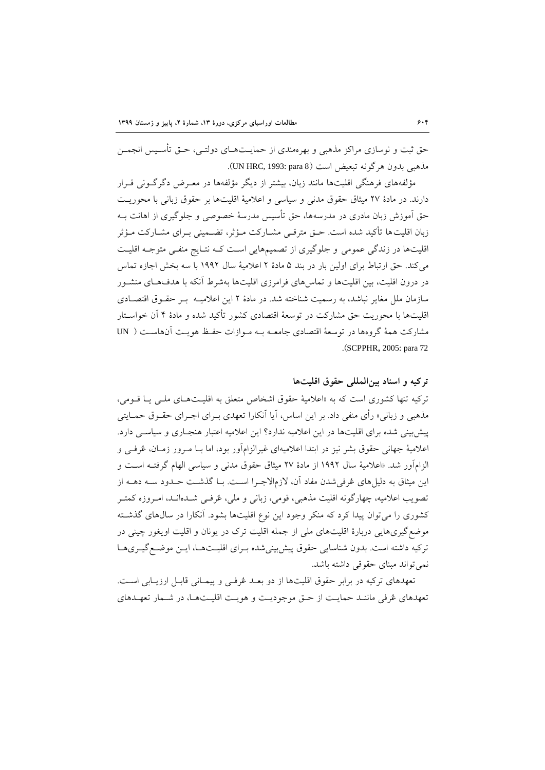حق ثبت و نوسازی مراکز مذهبی و بهره‌مندی از حمایت‌های دولتی، حق تأسیس انجمن مذهبی بدون هرگونه تبعیض است (UN HRC, 1993: para 8).

مؤلفه‌های فرهنگی اقلیت‌ها مانند زبان، بیشتر از دیگر مؤلفه‌ها در معرض دگرگونی قرار دارند. در مادهٔ ۲۷ میثاق حقوق مدنی و سیاسی و اعلامیهٔ اقلیت‌ها بر حقوق زبانی با محوریت حق آموزش زبان مادری در مدرسه‌ها، حق تأسیس مدرسهٔ خصوصی و جلوگیری از اهانت به زبان اقلیت‌ها تأکید شده است. حق مترقی مشارکت مؤثر، تضمینی برای مشارکت مؤثر اقلیت‌ها در زندگی عمومی و جلوگیری از تصمیم‌هایی است که نتایج منفی متوجه اقلیت می‌کند. حق ارتباط برای اولین بار در بند ۵ مادهٔ ۲ اعلامیهٔ سال ۱۹۹۲ با سه بخش اجازه تماس در درون اقلیت، بین اقلیت‌ها و تماس‌های فرامرزی اقلیت‌ها به‌شرط آنکه با هدف‌های منشور سازمان ملل مغایر نباشد، به رسمیت شناخته شد. در مادهٔ ۲ این اعلامیه بر حقوق اقتصادی اقلیت‌ها با محوریت حق مشارکت در توسعهٔ اقتصادی کشور تأکید شده و مادهٔ ۴ آن خواستار مشارکت همهٔ گروه‌ها در توسعهٔ اقتصادی جامعه به موازات حفظ هویت آن‌هاست (UN SCPPHR, 2005: para 72).

## ترکیه و اسناد بین‌المللی حقوق اقلیت‌ها

ترکیه تنها کشوری است که به «اعلامیهٔ حقوق اشخاص متعلق به اقلیت‌های ملی یا قومی، مذهبی و زبانی» رأی منفی داد. بر این اساس، آیا آنکارا تعهدی برای اجرای حقوق حمایتی پیش‌بینی شده برای اقلیت‌ها در این اعلامیه ندارد؟ این اعلامیه اعتبار هنجاری و سیاسی دارد. اعلامیهٔ جهانی حقوق بشر نیز در ابتدا اعلامیه‌ای غیرالزام‌آور بود، اما با مرور زمان، عُرفی و الزام‌آور شد. «اعلامیهٔ سال ۱۹۹۲ از مادهٔ ۲۷ میثاق حقوق مدنی و سیاسی الهام گرفته است و این میثاق به دلیل‌های عُرفی‌شدن مفاد آن، لازم‌الاجرا است. با گذشت حدود سه دهه از تصویب اعلامیه، چهارگونه اقلیت مذهبی، قومی، زبانی و ملی، عُرفی شده‌اند، امروزه کمتر کشوری را می‌توان پیدا کرد که منکر وجود این نوع اقلیت‌ها بشود. آنکارا در سال‌های گذشته موضع‌گیری‌هایی دربارهٔ اقلیت‌های ملی از جمله اقلیت ترک در یونان و اقلیت اویغور چینی در ترکیه داشته است. بدون شناسایی حقوق پیش‌بینی‌شده برای اقلیت‌ها، این موضع‌گیری‌ها نمی‌تواند مبنای حقوقی داشته باشد.

تعهدهای ترکیه در برابر حقوق اقلیت‌ها از دو بعد عُرفی و پیمانی قابل ارزیابی است. تعهدهای عُرفی مانند حمایت از حق موجودیت و هویت اقلیت‌ها، در شمار تعهدهای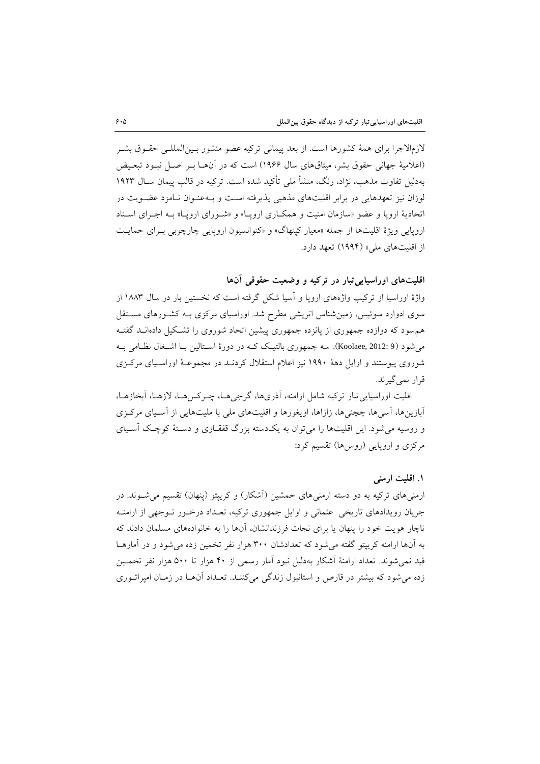لازم‌الاجرا برای همهٔ کشورها است. از بعد پیمانی ترکیه عضو منشور بین‌المللی حقوق بشر (اعلامیهٔ جهانی حقوق بشر، میثاق‌های سال ۱۹۶۶) است که در آن‌ها بر اصل نبود تبعیض به‌دلیل تفاوت مذهب، نژاد، رنگ، منشأ ملی تأکید شده است. ترکیه در قالب پیمان سال ۱۹۲۳ لوزان نیز تعهدهایی در برابر اقلیت‌های مذهبی پذیرفته است و به‌عنوان نامزد عضویت در اتحادیهٔ اروپا و عضو «سازمان امنیت و همکاری اروپا» و «شورای اروپا» به اجرای اسناد اروپایی ویژهٔ اقلیت‌ها از جمله «معیار کپنهاگ» و «کنوانسیون اروپایی چارچوبی برای حمایت از اقلیت‌های ملی» (۱۹۹۴) تعهد دارد.

## اقلیت‌های اوراسیایی‌تبار در ترکیه و وضعیت حقوقی آن‌ها

واژهٔ اوراسیا از ترکیب واژه‌های اروپا و آسیا شکل گرفته است که نخستین بار در سال ۱۸۸۳ از سوی ادوارد سوئیس، زمین‌شناس اتریشی مطرح شد. اوراسیای مرکزی به کشورهای مستقل هم‌سود که دوازده جمهوری از پانزده جمهوری پیشین اتحاد شوروی را تشکیل داده‌اند گفته می‌شود (Koolaee, 2012: 9). سه جمهوری بالتیک که در دورهٔ استالین با اشغال نظامی به شوروی پیوستند و اوایل دههٔ ۱۹۹۰ نیز اعلام استقلال کردند در مجموعهٔ اوراسیای مرکزی قرار نمی‌گیرند.

اقلیت اوراسیایی‌تبار ترکیه شامل ارامنه، آذری‌ها، گرجی‌ها، چرکس‌ها، لازها، آبخازها، آبازین‌ها، آسی‌ها، چچنی‌ها، زازاها، اویغورها و اقلیت‌های ملی با ملیت‌هایی از آسیای مرکزی و روسیه می‌شود. این اقلیت‌ها را می‌توان به یک‌دسته بزرگ قفقازی و دستهٔ کوچک آسیای مرکزی و اروپایی (روس‌ها) تقسیم کرد:

### ۱. اقلیت ارمنی

ارمنی‌های ترکیه به دو دسته ارمنی‌های حمشین (آشکار) و کریپتو (پنهان) تقسیم می‌شوند. در جریان رویدادهای تاریخی عثمانی و اوایل جمهوری ترکیه، تعداد درخور توجهی از ارامنه ناچار هویت خود را پنهان یا برای نجات فرزندانشان، آن‌ها را به خانواده‌های مسلمان دادند که به آن‌ها ارامنه کریپتو گفته می‌شود که تعدادشان ۳۰۰ هزار نفر تخمین زده می‌شود و در آمارها قید نمی‌شوند. تعداد ارامنهٔ آشکار به‌دلیل نبود آمار رسمی از ۴۰ هزار تا ۵۰۰ هزار نفر تخمین زده می‌شود که بیشتر در قارص و استانبول زندگی می‌کنند. تعداد آن‌ها در زمان امپراتوری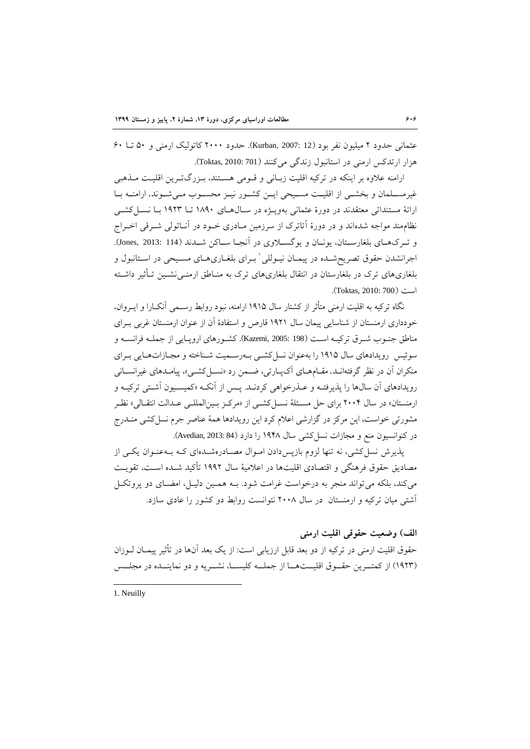عثمانی حدود ۲ میلیون نفر بود (Kurban, 2007: 12). حدود ۲۰۰۰ کاتولیک ارمنی و ۵۰ تا ۶۰ هزار ارتدکس ارمنی در استانبول زندگی می‌کنند (Toktas, 2010: 701).

ارامنه علاوه بر اینکه در ترکیه اقلیت زبانی و قومی هستند، بزرگ‌ترین اقلیت مذهبی غیرمسلمان و بخشی از اقلیت مسیحی این کشور نیز محسوب می‌شوند. ارامنه با ارائۀ مستنداتی معتقدند در دورۀ عثمانی به‌ویژه در سال‌های ۱۸۹۰ تا ۱۹۲۳ با نسل‌کشی نظام‌مند مواجه شده‌اند و در دورۀ آتاترک از سرزمین مادری خود در آناتولی شرقی اخراج و ترک‌های بلغارستان، یونان و یوگسلاوی در آنجا ساکن شدند (Jones, 2013: 114). اجرانشدن حقوق تصریح‌شده در پیمان نیوللی[1] برای بلغاری‌های مسیحی در استانبول و بلغاری‌های ترک در بلغارستان در انتقال بلغاری‌های ترک به مناطق ارمنی‌نشین تأثیر داشته است (Toktas, 2010: 700).

نگاه ترکیه به اقلیت ارمنی متأثر از کشتار سال ۱۹۱۵ ارامنه، نبود روابط رسمی آنکارا و ایروان، خودداری ارمنستان از شناسایی پیمان سال ۱۹۲۱ قارص و استفادۀ آن از عنوان ارمنستان غربی برای مناطق جنوب شرق ترکیه است (Kazemi, 2005: 198). کشورهای اروپایی از جمله فرانسه و سوئیس رویدادهای سال ۱۹۱۵ را به‌عنوان نسل‌کشی به‌رسمیت شناخته و مجازات‌هایی برای منکران آن در نظر گرفته‌اند. مقام‌های آک‌پارتی، ضمن رد «نسل‌کشی»، پیامدهای غیرانسانی رویدادهای آن سال‌ها را پذیرفته و عذرخواهی کردند. پس از آنکه «کمیسیون آشتی ترکیه و ارمنستان» در سال ۲۰۰۴ برای حل مسئلۀ نسل‌کشی از «مرکز بین‌المللی عدالت انتقالی» نظر مشورتی خواست، این مرکز در گزارشی اعلام کرد این رویدادها همۀ عناصر جرم نسل‌کشی مندرج در کنوانسیون منع و مجازات نسل‌کشی سال ۱۹۴۸ را دارد (Avedian, 2013: 84).

پذیرش نسل‌کشی، نه تنها لزوم بازپس‌دادن اموال مصادره‌شده‌ای که به‌عنوان یکی از مصادیق حقوق فرهنگی و اقتصادی اقلیت‌ها در اعلامیۀ سال ۱۹۹۲ تأکید شده است، تقویت می‌کند، بلکه می‌تواند منجر به درخواست غرامت شود. به همین دلیل، امضای دو پروتکل آشتی میان ترکیه و ارمنستان در سال ۲۰۰۸ نتوانست روابط دو کشور را عادی سازد.

### الف) وضعیت حقوقی اقلیت ارمنی

حقوق اقلیت ارمنی در ترکیه از دو بعد قابل ارزیابی است: از یک بعد آن‌ها در تأثیر پیمان لوزان (۱۹۲۳) از کمترین حقوق اقلیت‌ها از جمله کلیسا، نشریه و دو نماینده در مجلس

---

1. Neuilly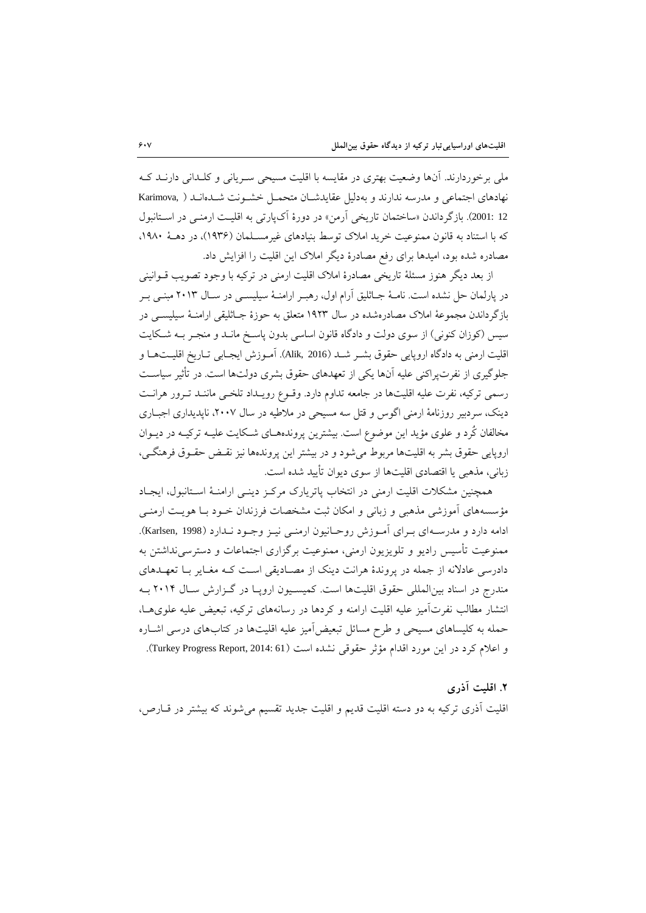ملی برخوردارند. آن‌ها وضعیت بهتری در مقایسه با اقلیت مسیحی سریانی و کلدانی دارند که نهادهای اجتماعی و مدرسه ندارند و به‌دلیل عقایدشان متحمل خشونت شده‌اند (Karimova, 2001: 12). بازگرداندن «ساختمان تاریخی آرمن» در دورهٔ آک‌پارتی به اقلیت ارمنی در استانبول که با استناد به قانون ممنوعیت خرید املاک توسط بنیادهای غیرمسلمان (۱۹۳۶)، در دههٔ ۱۹۸۰، مصادره شده بود، امیدها برای رفع مصادرهٔ دیگر املاک این اقلیت را افزایش داد.

از بعد دیگر هنوز مسئلهٔ تاریخی مصادرهٔ املاک اقلیت ارمنی در ترکیه با وجود تصویب قوانینی در پارلمان حل نشده است. نامهٔ جاثلیق آرام اول، رهبر ارامنهٔ سیلیسی در سال ۲۰۱۳ مبنی بر بازگرداندن مجموعهٔ املاک مصادره‌شده در سال ۱۹۲۳ متعلق به حوزهٔ جاثلیقی ارامنهٔ سیلیسی در سیس (کوزان کنونی) از سوی دولت و دادگاه قانون اساسی بدون پاسخ مانده و منجر به شکایت اقلیت ارمنی به دادگاه اروپایی حقوق بشر شد (Alik, 2016). آموزش ایجابی تاریخ اقلیت‌ها و جلوگیری از نفرت‌پراکنی علیه آن‌ها یکی از تعهدهای حقوق بشری دولت‌ها است. در تأثیر سیاست رسمی ترکیه، نفرت علیه اقلیت‌ها در جامعه تداوم دارد. وقوع رویداد تلخی مانند ترور هرانت دینک، سردبیر روزنامهٔ ارمنی اگوس و قتل سه مسیحی در ملاطیه در سال ۲۰۰۷، ناپدیداری اجباری مخالفان کُرد و علوی مؤید این موضوع است. بیشترین پرونده‌های شکایت علیه ترکیه در دیوان اروپایی حقوق بشر به اقلیت‌ها مربوط می‌شود و در بیشتر این پرونده‌ها نیز نقض حقوق فرهنگی، زبانی، مذهبی یا اقتصادی اقلیت‌ها از سوی دیوان تأیید شده است.

همچنین مشکلات اقلیت ارمنی در انتخاب پاتریارک مرکز دینی ارامنهٔ استانبول، ایجاد مؤسسه‌های آموزشی مذهبی و زبانی و امکان ثبت مشخصات فرزندان خود با هویت ارمنی ادامه دارد و مدرسه‌ای برای آموزش روحانیون ارمنی نیز وجود ندارد (Karlsen, 1998). ممنوعیت تأسیس رادیو و تلویزیون ارمنی، ممنوعیت برگزاری اجتماعات و دسترسی‌نداشتن به دادرسی عادلانه از جمله در پروندهٔ هرانت دینک از مصادیقی است که مغایر با تعهدهای مندرج در اسناد بین‌المللی حقوق اقلیت‌ها است. کمیسیون اروپا در گزارش سال ۲۰۱۴ به انتشار مطالب نفرت‌آمیز علیه اقلیت ارامنه و کردها در رسانه‌های ترکیه، تبعیض علیه علوی‌ها، حمله به کلیساهای مسیحی و طرح مسائل تبعیض‌آمیز علیه اقلیت‌ها در کتاب‌های درسی اشاره و اعلام کرد در این مورد اقدام مؤثر حقوقی نشده است (Turkey Progress Report, 2014: 61).

## ۲. اقلیت آذری

اقلیت آذری ترکیه به دو دسته اقلیت قدیم و اقلیت جدید تقسیم می‌شوند که بیشتر در قارص،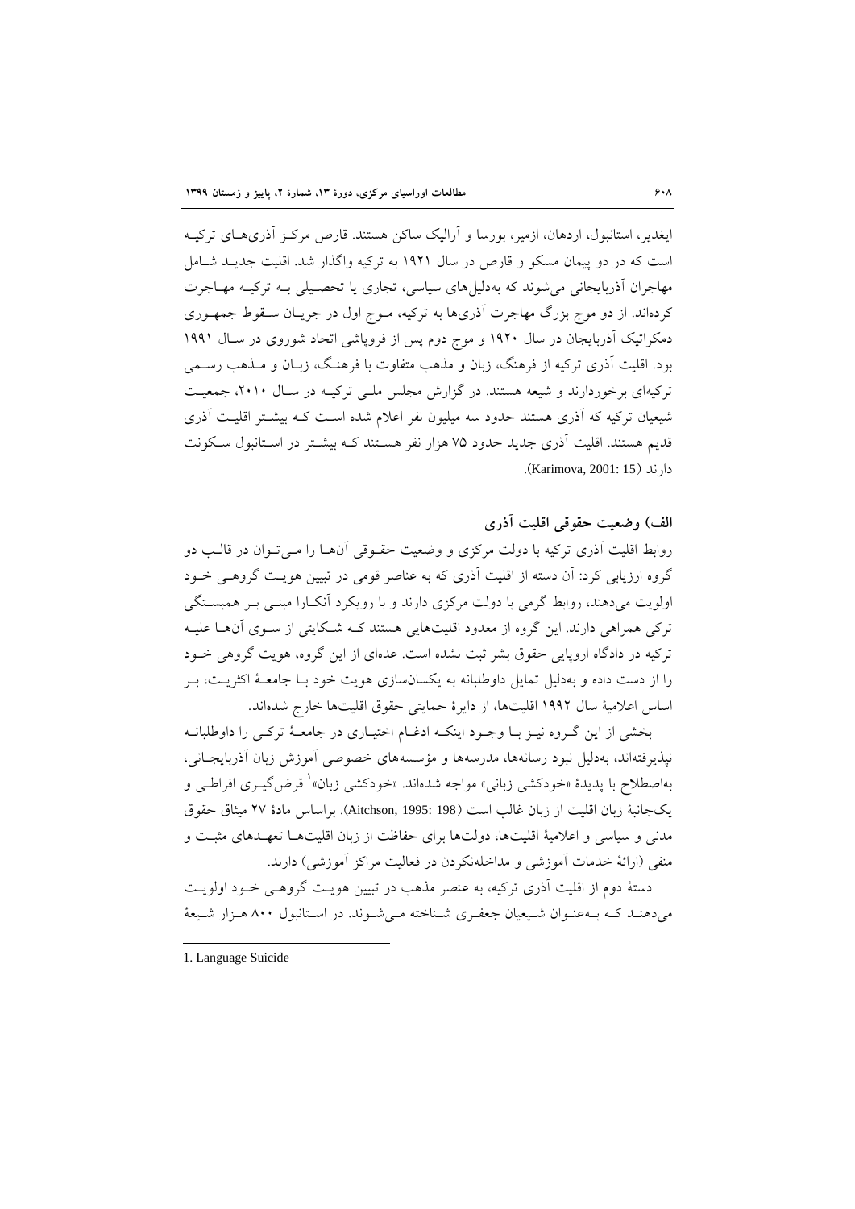ایغدیر، استانبول، اردهان، ازمیر، بورسا و آرالیک ساکن هستند. قارص مرکـز آذری‌هـای ترکیـه است که در دو پیمان مسکو و قارص در سال ۱۹۲۱ به ترکیه واگذار شد. اقلیت جدیـد شـامل مهاجران آذربایجانی می‌شوند که به‌دلیل‌های سیاسی، تجاری یا تحصیلی بـه ترکیـه مهـاجرت کرده‌اند. از دو موج بزرگ مهاجرت آذری‌ها به ترکیه، مـوج اول در جریـان سـقوط جمهـوری دمکراتیک آذربایجان در سال ۱۹۲۰ و موج دوم پس از فروپاشی اتحاد شوروی در سـال ۱۹۹۱ بود. اقلیت آذری ترکیه از فرهنگ، زبان و مذهب متفاوت با فرهنـگ، زبـان و مـذهب رسـمی ترکیه‌ای برخوردارند و شیعه هستند. در گزارش مجلس ملـی ترکیـه در سـال ۲۰۱۰، جمعیـت شیعیان ترکیه که آذری هستند حدود سه میلیون نفر اعلام شده اسـت کـه بیشـتر اقلیـت آذری قدیم هستند. اقلیت آذری جدید حدود ۷۵ هزار نفر هسـتند کـه بیشـتر در اسـتانبول سـکونت دارند (Karimova, 2001: 15).

## الف) وضعیت حقوقی اقلیت آذری

روابط اقلیت آذری ترکیه با دولت مرکزی و وضعیت حقـوقی آن‌هـا را مـی‌تـوان در قالـب دو گروه ارزیابی کرد: آن دسته از اقلیت آذری که به عناصر قومی در تبیین هویـت گروهـی خـود اولویت می‌دهند، روابط گرمی با دولت مرکزی دارند و با رویکرد آنکـارا مبنـی بـر همبسـتگی ترکی همراهی دارند. این گروه از معدود اقلیت‌هایی هستند کـه شـکایتی از سـوی آن‌هـا علیـه ترکیه در دادگاه اروپایی حقوق بشر ثبت نشده است. عده‌ای از این گروه، هویت گروهی خـود را از دست داده و به‌دلیل تمایل داوطلبانه به یکسان‌سازی هویت خود بـا جامعـهٔ اکثریـت، بـر اساس اعلامیهٔ سال ۱۹۹۲ اقلیت‌ها، از دایرهٔ حمایتی حقوق اقلیت‌ها خارج شده‌اند.

بخشی از این گـروه نیـز بـا وجـود اینکـه ادغـام اختیـاری در جامعـهٔ ترکـی را داوطلبانـه نپذیرفته‌اند، به‌دلیل نبود رسانه‌ها، مدرسه‌ها و مؤسسه‌های خصوصی آموزش زبان آذربایجـانی، به‌اصطلاح با پدیدهٔ «خودکشی زبانی» مواجه شده‌اند. «خودکشی زبان»[1] قرض‌گیـری افراطـی و یک‌جانبهٔ زبان اقلیت از زبان غالب است (Aitchson, 1995: 198). براساس مادهٔ ۲۷ میثاق حقوق مدنی و سیاسی و اعلامیهٔ اقلیت‌ها، دولت‌ها برای حفاظت از زبان اقلیت‌هـا تعهـدهای مثبـت و منفی (ارائهٔ خدمات آموزشی و مداخله‌نکردن در فعالیت مراکز آموزشی) دارند.

دستهٔ دوم از اقلیت آذری ترکیه، به عنصر مذهب در تبیین هویـت گروهـی خـود اولویـت می‌دهنـد کـه بـه‌عنـوان شـیعیان جعفـری شـناخته مـی‌شـوند. در اسـتانبول ۸۰۰ هـزار شـیعهٔ

---

1. Language Suicide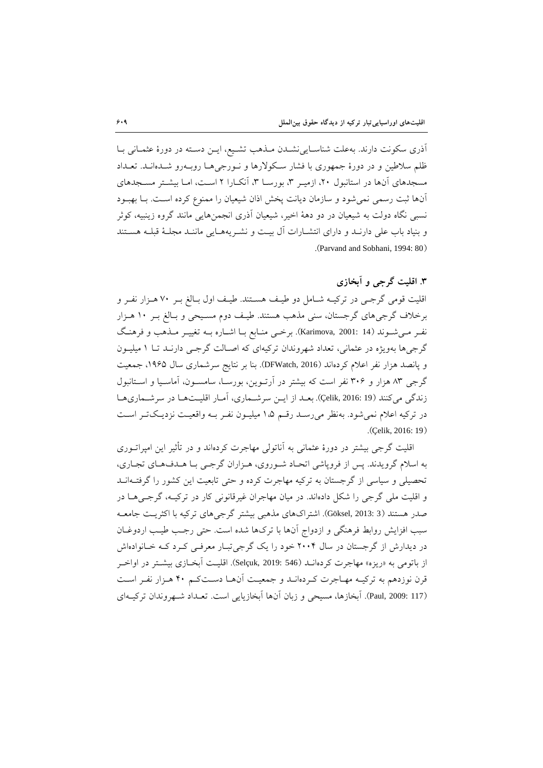آذری سکونت دارند. به‌علت شناسایی‌نشدن مذهب تشیع، این دسته در دورهٔ عثمانی با ظلم سلاطین و در دورهٔ جمهوری با فشار سکولارها و نورجی‌ها روبه‌رو شده‌اند. تعداد مسجدهای آن‌ها در استانبول ۲۰، ازمیر ۳، بورسا ۳، آنکارا ۲ است، اما بیشتر مسجدهای آن‌ها ثبت رسمی نمی‌شود و سازمان دیانت پخش اذان شیعیان را ممنوع کرده است. با بهبود نسبی نگاه دولت به شیعیان در دو دههٔ اخیر، شیعیان آذری انجمن‌هایی مانند گروه زینبیه، کوثر و بنیاد باب علی دارند و دارای انتشارات آل بیت و نشریه‌هایی مانند مجلهٔ قبله هستند (Parvand and Sobhani, 1994: 80).

### ۳. اقلیت گرجی و آبخازی

اقلیت قومی گرجی در ترکیه شامل دو طیف هستند. طیف اول بالغ بر ۷۰ هزار نفر و برخلاف گرجی‌های گرجستان، سنی مذهب هستند. طیف دوم مسیحی و بالغ بر ۱۰ هزار نفر می‌شوند (Karimova, 2001: 14). برخی منابع با اشاره به تغییر مذهب و فرهنگ گرجی‌ها به‌ویژه در عثمانی، تعداد شهروندان ترکیه‌ای که اصالت گرجی دارند تا ۱ میلیون و پانصد هزار نفر اعلام کرده‌اند (DFWatch, 2016). بنا بر نتایج سرشماری سال ۱۹۶۵، جمعیت گرجی ۸۳ هزار و ۳۰۶ نفر است که بیشتر در آرتوین، بورسا، سامسون، آماسیا و استانبول زندگی می‌کنند (Çelik, 2016: 19). بعد از این سرشماری، آمار اقلیت‌ها در سرشماری‌ها در ترکیه اعلام نمی‌شود. به‌نظر می‌رسد رقم ۱،۵ میلیون نفر به واقعیت نزدیک‌تر است (Çelik, 2016: 19).

اقلیت گرجی بیشتر در دورهٔ عثمانی به آناتولی مهاجرت کرده‌اند و در تأثیر این امپراتوری به اسلام گرویدند. پس از فروپاشی اتحاد شوروی، هزاران گرجی با هدف‌های تجاری، تحصیلی و سیاسی از گرجستان به ترکیه مهاجرت کرده و حتی تابعیت این کشور را گرفته‌اند و اقلیت ملی گرجی را شکل داده‌اند. در میان مهاجران غیرقانونی کار در ترکیه، گرجی‌ها در صدر هستند (Göksel, 2013: 3). اشتراک‌های مذهبی بیشتر گرجی‌های ترکیه با اکثریت جامعه سبب افزایش روابط فرهنگی و ازدواج آن‌ها با ترک‌ها شده است. حتی رجب طیب اردوغان در دیدارش از گرجستان در سال ۲۰۰۴ خود را یک گرجی‌تبار معرفی کرد که خانواده‌اش از باتومی به «ریزه» مهاجرت کرده‌اند (Selçuk, 2019: 546). اقلیت آبخازی بیشتر در اواخر قرن نوزدهم به ترکیه مهاجرت کرده‌اند و جمعیت آن‌ها دست‌کم ۴۰ هزار نفر است (Paul, 2009: 117). آبخازها، مسیحی و زبان آن‌ها آبخازیایی است. تعداد شهروندان ترکیه‌ای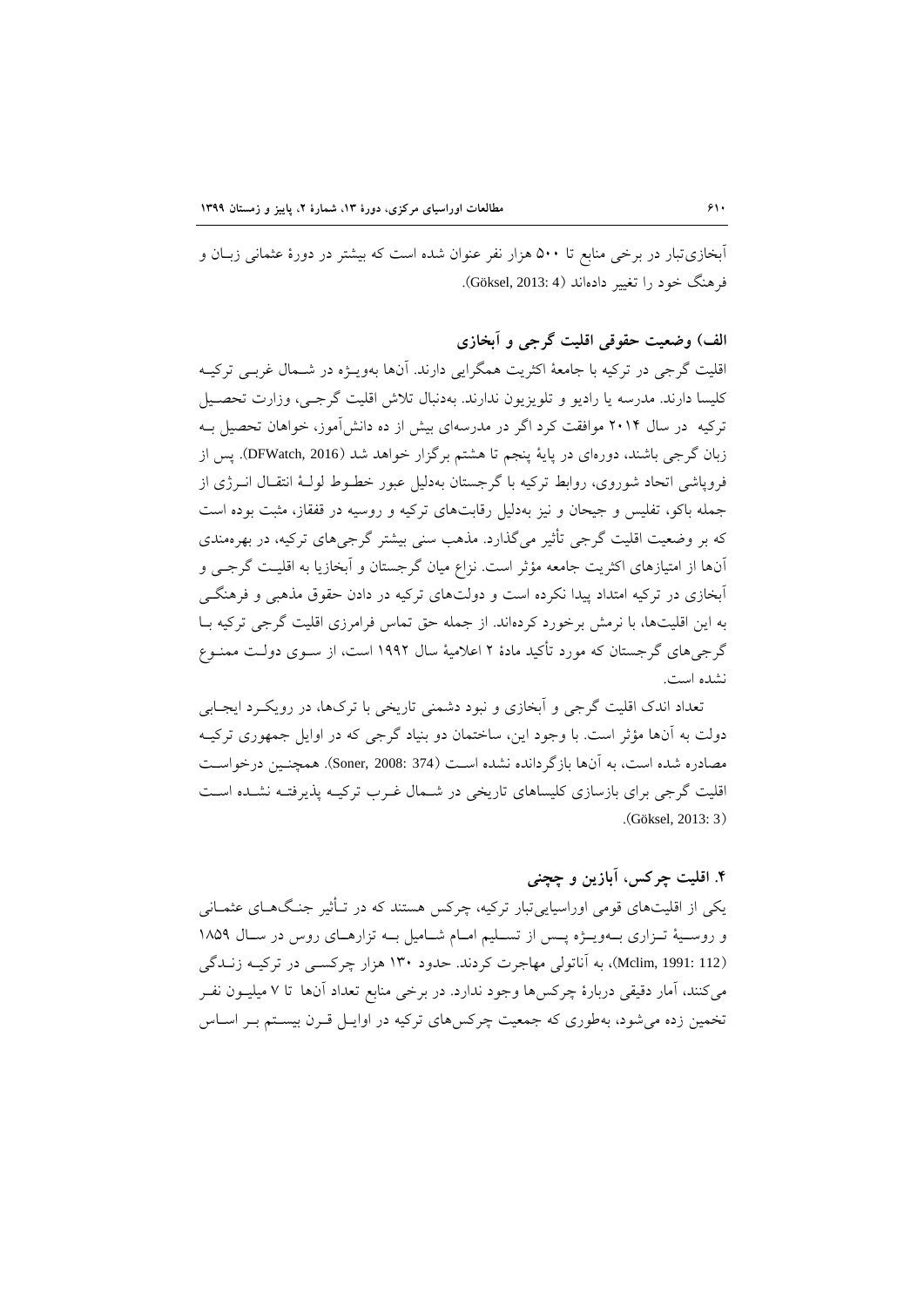آبخازی‌تبار در برخی منابع تا ۵۰۰ هزار نفر عنوان شده است که بیشتر در دورهٔ عثمانی زبان و فرهنگ خود را تغییر داده‌اند (Göksel, 2013: 4).

### الف) وضعیت حقوقی اقلیت گرجی و آبخازی

اقلیت گرجی در ترکیه با جامعهٔ اکثریت همگرایی دارند. آن‌ها به‌ویژه در شمال غربی ترکیه کلیسا دارند. مدرسه یا رادیو و تلویزیون ندارند. به‌دنبال تلاش اقلیت گرجی، وزارت تحصیل ترکیه در سال ۲۰۱۴ موافقت کرد اگر در مدرسه‌ای بیش از ده دانش‌آموز، خواهان تحصیل به زبان گرجی باشند، دوره‌ای در پایهٔ پنجم تا هشتم برگزار خواهد شد (DFWatch, 2016). پس از فروپاشی اتحاد شوروی، روابط ترکیه با گرجستان به‌دلیل عبور خطوط لولهٔ انتقال انرژی از جمله باکو، تفلیس و جیحان و نیز به‌دلیل رقابت‌های ترکیه و روسیه در قفقاز، مثبت بوده است که بر وضعیت اقلیت گرجی تأثیر می‌گذارد. مذهب سنی بیشتر گرجی‌های ترکیه، در بهره‌مندی آن‌ها از امتیازهای اکثریت جامعه مؤثر است. نزاع میان گرجستان و آبخازیا به اقلیت گرجی و آبخازی در ترکیه امتداد پیدا نکرده است و دولت‌های ترکیه در دادن حقوق مذهبی و فرهنگی به این اقلیت‌ها، با نرمش برخورد کرده‌اند. از جمله حق تماس فرامرزی اقلیت گرجی ترکیه با گرجی‌های گرجستان که مورد تأکید مادهٔ ۲ اعلامیهٔ سال ۱۹۹۲ است، از سوی دولت ممنوع نشده است.

تعداد اندک اقلیت گرجی و آبخازی و نبود دشمنی تاریخی با ترک‌ها، در رویکرد ایجابی دولت به آن‌ها مؤثر است. با وجود این، ساختمان دو بنیاد گرجی که در اوایل جمهوری ترکیه مصادره شده است، به آن‌ها بازگردانده نشده است (Soner, 2008: 374). همچنین درخواست اقلیت گرجی برای بازسازی کلیساهای تاریخی در شمال غرب ترکیه پذیرفته نشده است (Göksel, 2013: 3).

## ۴. اقلیت چرکس، آبازین و چچنی

یکی از اقلیت‌های قومی اوراسیایی‌تبار ترکیه، چرکس هستند که در تأثیر جنگ‌های عثمانی و روسیهٔ تزاری به‌ویژه پس از تسلیم امام شامیل به تزارهای روس در سال ۱۸۵۹ (Mclim, 1991: 112)، به آناتولی مهاجرت کردند. حدود ۱۳۰ هزار چرکسی در ترکیه زندگی می‌کنند، آمار دقیقی دربارهٔ چرکس‌ها وجود ندارد. در برخی منابع تعداد آن‌ها تا ۷ میلیون نفر تخمین زده می‌شود، به‌طوری که جمعیت چرکس‌های ترکیه در اوایل قرن بیستم بر اساس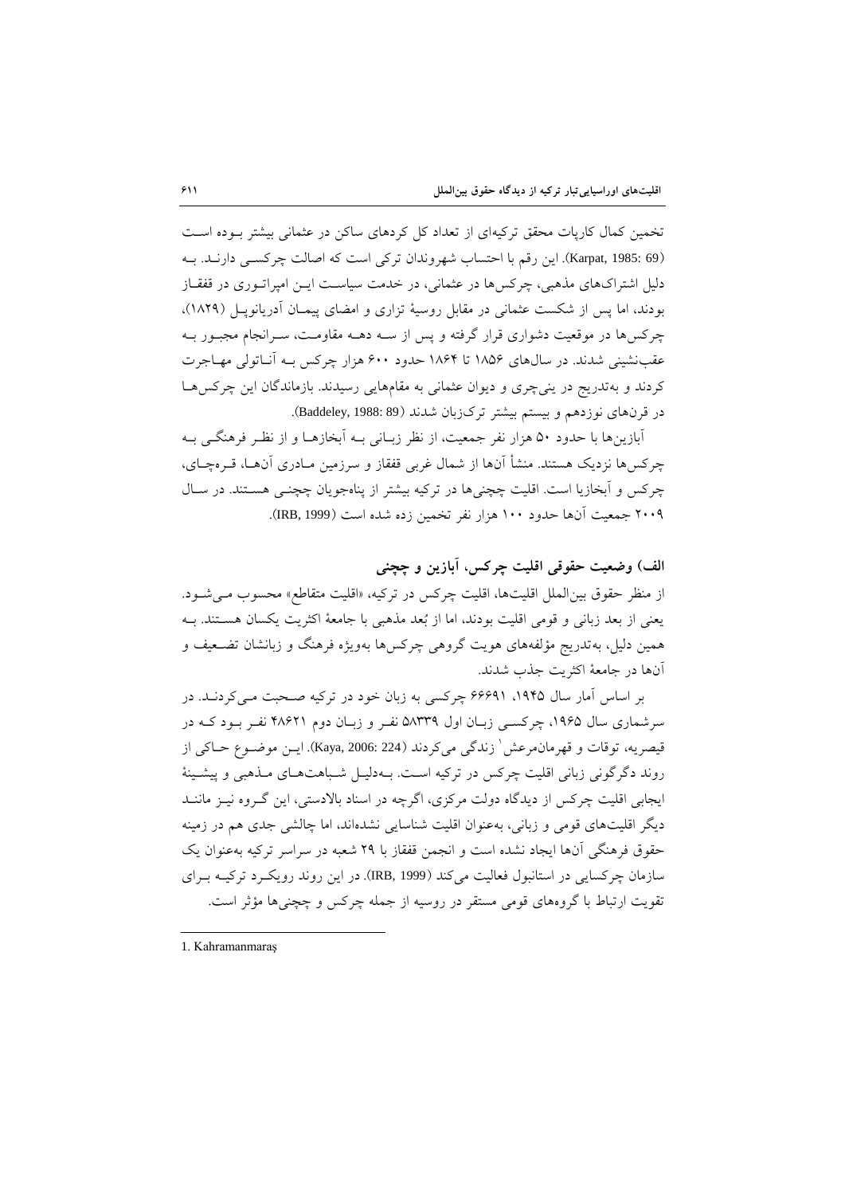تخمین کمال کارپات محقق ترکیه‌ای از تعداد کل کردهای ساکن در عثمانی بیشتر بوده است (Karpat, 1985: 69). این رقم با احتساب شهروندان ترکی است که اصالت چرکسی دارند. به دلیل اشتراک‌های مذهبی، چرکس‌ها در عثمانی، در خدمت سیاست این امپراتوری در قفقاز بودند، اما پس از شکست عثمانی در مقابل روسیهٔ تزاری و امضای پیمان آدریانوپل (۱۸۲۹)، چرکس‌ها در موقعیت دشواری قرار گرفته و پس از سه دهه مقاومت، سرانجام مجبور به عقب‌نشینی شدند. در سال‌های ۱۸۵۶ تا ۱۸۶۴ حدود ۶۰۰ هزار چرکس به آناتولی مهاجرت کردند و به‌تدریج در ینی‌چری و دیوان عثمانی به مقام‌هایی رسیدند. بازماندگان این چرکس‌ها در قرن‌های نوزدهم و بیستم بیشتر ترک‌زبان شدند (Baddeley, 1988: 89).

آبازین‌ها با حدود ۵۰ هزار نفر جمعیت، از نظر زبانی به آبخازها و از نظر فرهنگی به چرکس‌ها نزدیک هستند. منشأ آن‌ها از شمال غربی قفقاز و سرزمین مادری آن‌ها، قره‌چای، چرکس و آبخازیا است. اقلیت چچنی‌ها در ترکیه بیشتر از پناه‌جویان چچنی هستند. در سال ۲۰۰۹ جمعیت آن‌ها حدود ۱۰۰ هزار نفر تخمین زده شده است (IRB, 1999).

### الف) وضعیت حقوقی اقلیت چرکس، آبازین و چچنی

از منظر حقوق بین‌الملل اقلیت‌ها، اقلیت چرکس در ترکیه، «اقلیت متقاطع» محسوب می‌شود. یعنی از بعد زبانی و قومی اقلیت بودند، اما از بُعد مذهبی با جامعهٔ اکثریت یکسان هستند. به همین دلیل، به‌تدریج مؤلفه‌های هویت گروهی چرکس‌ها به‌ویژه فرهنگ و زبانشان تضعیف و آن‌ها در جامعهٔ اکثریت جذب شدند.

بر اساس آمار سال ۱۹۴۵، ۶۶۶۹۱ چرکسی به زبان خود در ترکیه صحبت می‌کردند. در سرشماری سال ۱۹۶۵، چرکسی زبان اول ۵۸۳۳۹ نفر و زبان دوم ۴۸۶۲۱ نفر بود که در قیصریه، توقات و قهرمان‌مرعش[1] زندگی می‌کردند (Kaya, 2006: 224). این موضوع حاکی از روند دگرگونی زبانی اقلیت چرکس در ترکیه است. به‌دلیل شباهت‌های مذهبی و پیشینهٔ ایجابی اقلیت چرکس از دیدگاه دولت مرکزی، اگرچه در اسناد بالادستی، این گروه نیز مانند دیگر اقلیت‌های قومی و زبانی، به‌عنوان اقلیت شناسایی نشده‌اند، اما چالشی جدی هم در زمینه حقوق فرهنگی آن‌ها ایجاد نشده است و انجمن قفقاز با ۲۹ شعبه در سراسر ترکیه به‌عنوان یک سازمان چرکسایی در استانبول فعالیت می‌کند (IRB, 1999). در این روند رویکرد ترکیه برای تقویت ارتباط با گروه‌های قومی مستقر در روسیه از جمله چرکس و چچنی‌ها مؤثر است.

1. Kahramanmaraş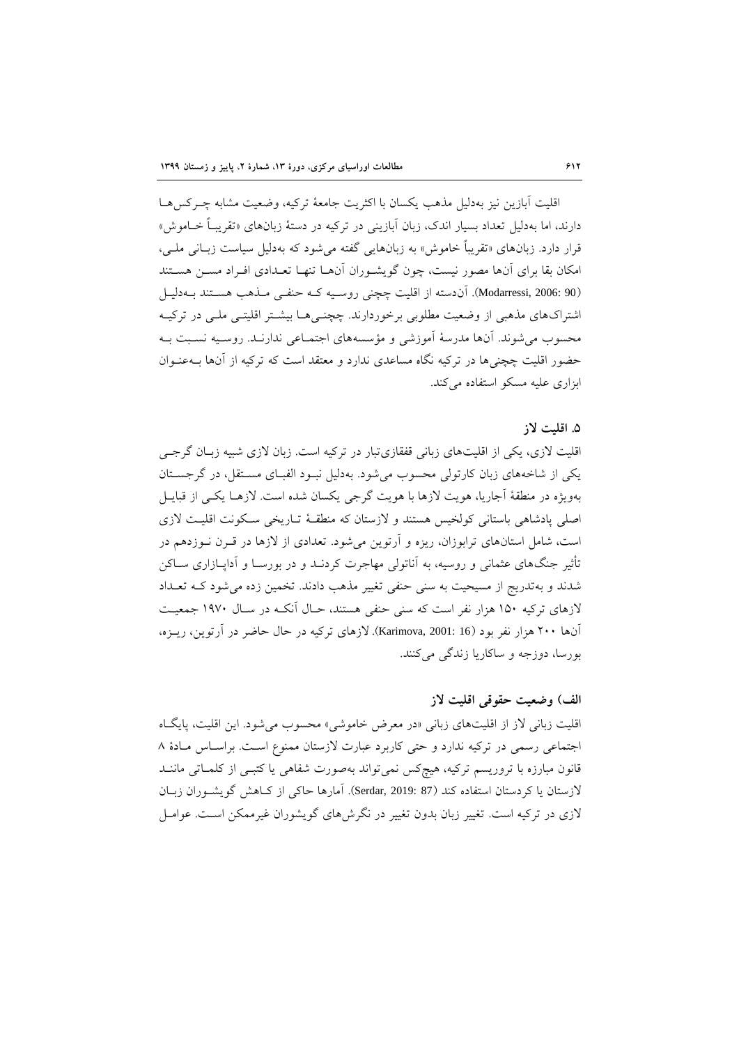اقلیت آبازین نیز به‌دلیل مذهب یکسان با اکثریت جامعهٔ ترکیه، وضعیت مشابه چرکس‌ها دارند، اما به‌دلیل تعداد بسیار اندک، زبان آبازینی در ترکیه در دستهٔ زبان‌های «تقریباً خاموش» قرار دارد. زبان‌های «تقریباً خاموش» به زبان‌هایی گفته می‌شود که به‌دلیل سیاست زبانی ملی، امکان بقا برای آن‌ها مصور نیست، چون گویشوران آن‌ها تنها تعدادی افراد مسن هستند (Modarressi, 2006: 90). آن‌دسته از اقلیت چچنی روسیه که حنفی مذهب هستند به‌دلیل اشتراک‌های مذهبی از وضعیت مطلوبی برخوردارند. چچنی‌ها بیشتر اقلیتی ملی در ترکیه محسوب می‌شوند. آن‌ها مدرسهٔ آموزشی و مؤسسه‌های اجتماعی ندارند. روسیه نسبت به حضور اقلیت چچنی‌ها در ترکیه نگاه مساعدی ندارد و معتقد است که ترکیه از آن‌ها به‌عنوان ابزاری علیه مسکو استفاده می‌کند.

## ۵. اقلیت لاز

اقلیت لازی، یکی از اقلیت‌های زبانی قفقازی‌تبار در ترکیه است. زبان لازی شبیه زبان گرجی یکی از شاخه‌های زبان کارتولی محسوب می‌شود. به‌دلیل نبود الفبای مستقل، در گرجستان به‌ویژه در منطقهٔ آجاریا، هویت لازها با هویت گرجی یکسان شده است. لازها یکی از قبایل اصلی پادشاهی باستانی کولخیس هستند و لازستان که منطقهٔ تاریخی سکونت اقلیت لازی است، شامل استان‌های ترابوزان، ریزه و آرتوین می‌شود. تعدادی از لازها در قرن نوزدهم در تأثیر جنگ‌های عثمانی و روسیه، به آناتولی مهاجرت کردند و در بورسا و آداپازاری ساکن شدند و به‌تدریج از مسیحیت به سنی حنفی تغییر مذهب دادند. تخمین زده می‌شود که تعداد لازهای ترکیه ۱۵۰ هزار نفر است که سنی حنفی هستند، حال آنکه در سال ۱۹۷۰ جمعیت آن‌ها ۲۰۰ هزار نفر بود (Karimova, 2001: 16). لازهای ترکیه در حال حاضر در آرتوین، ریزه، بورسا، دوزجه و ساکاریا زندگی می‌کنند.

### الف) وضعیت حقوقی اقلیت لاز

اقلیت زبانی لاز از اقلیت‌های زبانی «در معرض خاموشی» محسوب می‌شود. این اقلیت، پایگاه اجتماعی رسمی در ترکیه ندارد و حتی کاربرد عبارت لازستان ممنوع است. براساس مادهٔ ۸ قانون مبارزه با تروریسم ترکیه، هیچ‌کس نمی‌تواند به‌صورت شفاهی یا کتبی از کلماتی مانند لازستان یا کردستان استفاده کند (Serdar, 2019: 87). آمارها حاکی از کاهش گویشوران زبان لازی در ترکیه است. تغییر زبان بدون تغییر در نگرش‌های گویشوران غیرممکن است. عوامل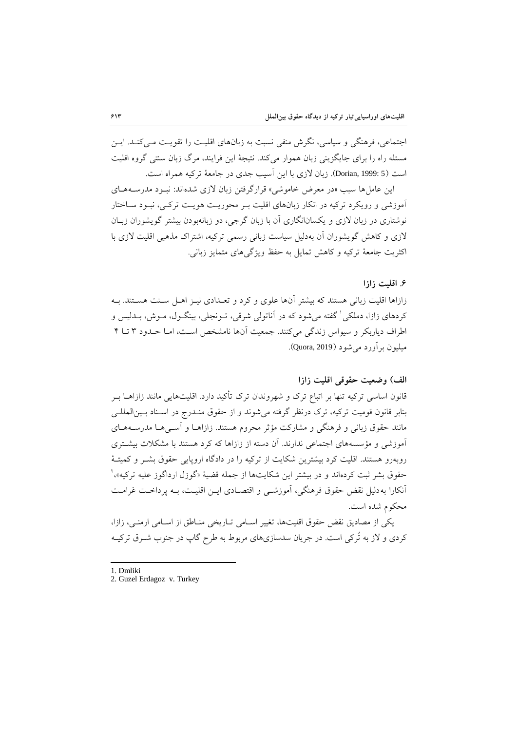اجتماعی، فرهنگی و سیاسی، نگرش منفی نسبت به زبان‌های اقلیت را تقویت می‌کند. این مسئله راه را برای جایگزینی زبان هموار می‌کند. نتیجهٔ این فرایند، مرگ زبان سنتی گروه اقلیت است (Dorian, 1999: 5). زبان لازی با این آسیب جدی در جامعهٔ ترکیه همراه است.

این عامل‌ها سبب «در معرض خاموشی» قرارگرفتن زبان لازی شده‌اند: نبود مدرسه‌های آموزشی و رویکرد ترکیه در انکار زبان‌های اقلیت بر محوریت هویت ترکی، نبود ساختار نوشتاری در زبان لازی و یکسان‌انگاری آن با زبان گرجی، دو زبانه‌بودن بیشتر گویشوران زبان لازی و کاهش گویشوران آن به‌دلیل سیاست زبانی رسمی ترکیه، اشتراک مذهبی اقلیت لازی با اکثریت جامعهٔ ترکیه و کاهش تمایل به حفظ ویژگی‌های متمایز زبانی.

### ۶. اقلیت زازا

زازاها اقلیت زبانی هستند که بیشتر آن‌ها علوی و کرد و تعدادی نیز اهل سنت هستند. به کردهای زازا، دملکی[1] گفته می‌شود که در آناتولی شرقی، تونجلی، بینگول، موش، بدلیس و اطراف دیاربکر و سیواس زندگی می‌کنند. جمعیت آن‌ها نامشخص است، اما حدود ۳ تا ۴ میلیون برآورد می‌شود (Quora, 2019).

#### الف) وضعیت حقوقی اقلیت زازا

قانون اساسی ترکیه تنها بر اتباع ترک و شهروندان ترک تأکید دارد. اقلیت‌هایی مانند زازاها بر بنابر قانون قومیت ترکیه، ترک درنظر گرفته می‌شوند و از حقوق مندرج در اسناد بین‌المللی مانند حقوق زبانی و فرهنگی و مشارکت مؤثر محروم هستند. زازاها و آسی‌ها مدرسه‌های آموزشی و مؤسسه‌های اجتماعی ندارند. آن دسته از زازاها که کرد هستند با مشکلات بیشتری روبه‌رو هستند. اقلیت کرد بیشترین شکایت از ترکیه را در دادگاه اروپایی حقوق بشر و کمیتهٔ حقوق بشر ثبت کرده‌اند و در بیشتر این شکایت‌ها از جمله قضیهٔ «گوزل ارداگوز علیه ترکیه»،[2] آنکارا به‌دلیل نقض حقوق فرهنگی، آموزشی و اقتصادی این اقلیت، به پرداخت غرامت محکوم شده است.

یکی از مصادیق نقض حقوق اقلیت‌ها، تغییر اسامی تاریخی مناطق از اسامی ارمنی، زازا، کردی و لاز به تُرکی است. در جریان سدسازی‌های مربوط به طرح گاپ در جنوب شرق ترکیه

---

1. Dmliki
2. Guzel Erdagoz v. Turkey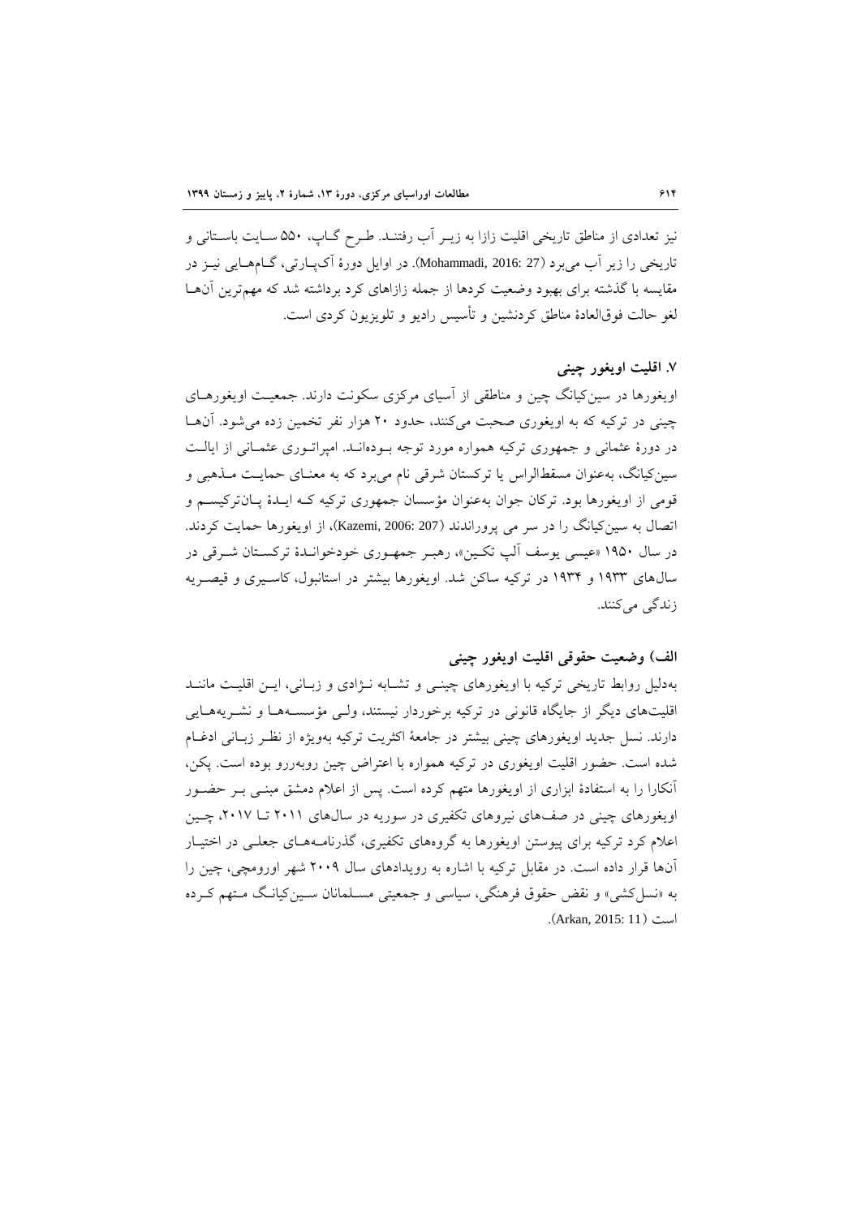نیز تعدادی از مناطق تاریخی اقلیت زازا به زیـر آب رفتنـد. طـرح گـاپ، ۵۵۰ سـایت باسـتانی و تاریخی را زیر آب می‌برد (Mohammadi, 2016: 27). در اوایل دورهٔ آک‌پـارتی، گـام‌هـایی نیـز در مقایسه با گذشته برای بهبود وضعیت کردها از جمله زازاهای کرد برداشته شد که مهم‌ترین آن‌هـا لغو حالت فوق‌العادهٔ مناطق کردنشین و تأسیس رادیو و تلویزیون کردی است.

## ۷. اقلیت اویغور چینی

اویغورها در سین‌کیانگ چین و مناطقی از آسیای مرکزی سکونت دارند. جمعیـت اویغورهـای چینی در ترکیه که به اویغوری صحبت می‌کنند، حدود ۲۰ هزار نفر تخمین زده می‌شود. آن‌هـا در دورهٔ عثمانی و جمهوری ترکیه همواره مورد توجه بـوده‌انـد. امپراتـوری عثمـانی از ایالـت سین‌کیانگ، به‌عنوان مسقط‌الراس یا ترکستان شرقی نام می‌برد که به معنـای حمایـت مـذهبی و قومی از اویغورها بود. ترکان جوان به‌عنوان مؤسسان جمهوری ترکیه کـه ایـدهٔ پـان‌ترکیسـم و اتصال به سین‌کیانگ را در سر می پروراندند (Kazemi, 2006: 207)، از اویغورها حمایت کردند. در سال ۱۹۵۰ «عیسی یوسف آلپ تکـین»، رهبـر جمهـوری خودخوانـدهٔ ترکسـتان شـرقی در سال‌های ۱۹۳۳ و ۱۹۳۴ در ترکیه ساکن شد. اویغورها بیشتر در استانبول، کاسـیری و قیصـریه زندگی می‌کنند.

### الف) وضعیت حقوقی اقلیت اویغور چینی

به‌دلیل روابط تاریخی ترکیه با اویغورهای چینـی و تشـابه نـژادی و زبـانی، ایـن اقلیـت ماننـد اقلیت‌های دیگر از جایگاه قانونی در ترکیه برخوردار نیستند، ولـی مؤسسـه‌هـا و نشـریه‌هـایی دارند. نسل جدید اویغورهای چینی بیشتر در جامعهٔ اکثریت ترکیه به‌ویژه از نظـر زبـانی ادغـام شده است. حضور اقلیت اویغوری در ترکیه همواره با اعتراض چین روبه‌رو بوده است. پکن، آنکارا را به استفادهٔ ابزاری از اویغورها متهم کرده است. پس از اعلام دمشق مبنـی بـر حضـور اویغورهای چینی در صف‌های نیروهای تکفیری در سوریه در سال‌های ۲۰۱۱ تـا ۲۰۱۷، چـین اعلام کرد ترکیه برای پیوستن اویغورها به گروه‌های تکفیری، گذرنامـه‌هـای جعلـی در اختیـار آن‌ها قرار داده است. در مقابل ترکیه با اشاره به رویدادهای سال ۲۰۰۹ شهر اورومچی، چین را به «نسل‌کشی» و نقض حقوق فرهنگی، سیاسی و جمعیتی مسـلمانان سـین‌کیانـگ مـتهم کـرده است (Arkan, 2015: 11).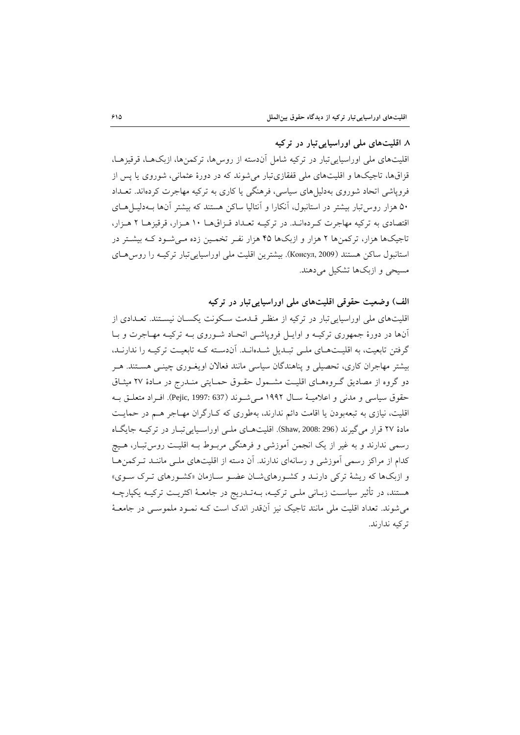## ۸ اقلیت‌های ملی اوراسیایی‌تبار در ترکیه

اقلیت‌های ملی اوراسیایی‌تبار در ترکیه شامل آن‌دسته از روس‌ها، ترکمن‌ها، ازبک‌ها، قرقیزها، قزاق‌ها، تاجیک‌ها و اقلیت‌های ملی قفقازی‌تبار می‌شوند که در دورهٔ عثمانی، شوروی یا پس از فروپاشی اتحاد شوروی به‌دلیل‌های سیاسی، فرهنگی یا کاری به ترکیه مهاجرت کرده‌اند. تعداد ۵۰ هزار روس‌تبار بیشتر در استانبول، آنکارا و آنتالیا ساکن هستند که بیشتر آن‌ها به‌دلیل‌های اقتصادی به ترکیه مهاجرت کرده‌اند. در ترکیه تعداد قزاق‌ها ۱۰ هزار، قرقیزها ۲ هزار، تاجیک‌ها هزار، ترکمن‌ها ۲ هزار و ازبک‌ها ۴۵ هزار نفر تخمین زده می‌شود که بیشتر در استانبول ساکن هستند (Консул, 2009). بیشترین اقلیت ملی اوراسیایی‌تبار ترکیه را روس‌های مسیحی و ازبک‌ها تشکیل می‌دهند.

### الف) وضعیت حقوقی اقلیت‌های ملی اوراسیایی‌تبار در ترکیه

اقلیت‌های ملی اوراسیایی‌تبار در ترکیه از منظر قدمت سکونت یکسان نیستند. تعدادی از آن‌ها در دورهٔ جمهوری ترکیه و اوایل فروپاشی اتحاد شوروی به ترکیه مهاجرت و با گرفتن تابعیت، به اقلیت‌های ملی تبدیل شده‌اند. آن‌دسته که تابعیت ترکیه را ندارند، بیشتر مهاجران کاری، تحصیلی و پناهندگان سیاسی مانند فعالان اویغوری چینی هستند. هر دو گروه از مصادیق گروه‌های اقلیت مشمول حقوق حمایتی مندرج در مادهٔ ۲۷ میثاق حقوق سیاسی و مدنی و اعلامیهٔ سال ۱۹۹۲ می‌شوند (Pejic, 1997: 637). افراد متعلق به اقلیت، نیازی به تبعه‌بودن یا اقامت دائم ندارند، به‌طوری که کارگران مهاجر هم در حمایت مادهٔ ۲۷ قرار می‌گیرند (Shaw, 2008: 296). اقلیت‌های ملی اوراسیایی‌تبار در ترکیه جایگاه رسمی ندارند و به غیر از یک انجمن آموزشی و فرهنگی مربوط به اقلیت روس‌تبار، هیچ کدام از مراکز رسمی آموزشی و رسانه‌ای ندارند. آن دسته از اقلیت‌های ملی مانند ترکمن‌ها و ازبک‌ها که ریشهٔ ترکی دارند و کشورهای‌شان عضو سازمان «کشورهای ترک سوی» هستند، در تأثیر سیاست زبانی ملی ترکیه، به‌تدریج در جامعهٔ اکثریت ترکیه یکپارچه می‌شوند. تعداد اقلیت ملی مانند تاجیک نیز آن‌قدر اندک است که نمود ملموسی در جامعهٔ ترکیه ندارند.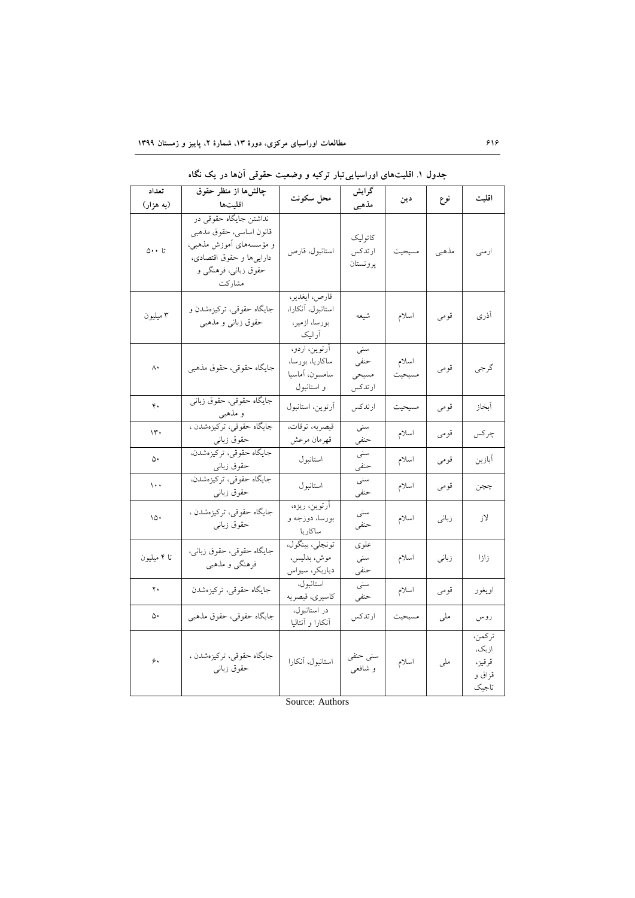جدول ۱. اقلیت‌های اوراسیایی‌تبار ترکیه و وضعیت حقوقی آن‌ها در یک نگاه

| اقلیت | نوع | دین | گرایش مذهبی | محل سکونت | چالش‌ها از منظر حقوق اقلیت‌ها | تعداد (به هزار) |
|---|---|---|---|---|---|---|
| ارمنی | مذهبی | مسیحیت | کاتولیک ارتدکس پروتستان | استانبول، قارص | نداشتن جایگاه حقوقی در قانون اساسی، حقوق مذهبی و مؤسسه‌های آموزش مذهبی، دارایی‌ها و حقوق اقتصادی، حقوق زبانی، فرهنگی و مشارکت | تا ۵۰۰ |
| آذری | قومی | اسلام | شیعه | قارص، ایغدیر، استانبول، آنکارا، بورسا، ازمیر، آرالیک | جایگاه حقوقی، ترکیزه‌شدن و حقوق زبانی و مذهبی | ۳ میلیون |
| گرجی | قومی | اسلام مسیحیت | سنی حنفی مسیحی ارتدکس | آرتوین، اردو، ساکاریا، بورسا، سامسون، آماسیا و استانبول | جایگاه حقوقی، حقوق مذهبی | ۸۰ |
| آبخاز | قومی | مسیحیت | ارتدکس | آرتوین، استانبول | جایگاه حقوقی، حقوق زبانی و مذهبی | ۴۰ |
| چرکس | قومی | اسلام | سنی حنفی | قیصریه، توقات، قهرمان مرعش | جایگاه حقوقی، ترکیزه‌شدن ، حقوق زبانی | ۱۳۰ |
| آبازین | قومی | اسلام | سنی حنفی | استانبول | جایگاه حقوقی، ترکیزه‌شدن، حقوق زبانی | ۵۰ |
| چچن | قومی | اسلام | سنی حنفی | استانبول | جایگاه حقوقی، ترکیزه‌شدن، حقوق زبانی | ۱۰۰ |
| لاز | زبانی | اسلام | سنی حنفی | آرتوین، ریزه، بورسا، دوزجه و ساکاریا | جایگاه حقوقی، ترکیزه‌شدن ، حقوق زبانی | ۱۵۰ |
| زازا | زبانی | اسلام | علوی سنی حنفی | تونجلی، بینگول، موش، بدلیس، دیاربکر، سیواس | جایگاه حقوقی، حقوق زبانی، فرهنگی و مذهبی | تا ۴ میلیون |
| اویغور | قومی | اسلام | سنی حنفی | استانبول، کاسیری، قیصریه | جایگاه حقوقی، ترکیزه‌شدن | ۲۰ |
| روس | ملی | مسیحیت | ارتدکس | در استانبول، آنکارا و آنتالیا | جایگاه حقوقی، حقوق مذهبی | ۵۰ |
| ترکمن، ازبک، قرقیز، قزاق و تاجیک | ملی | اسلام | سنی حنفی و شافعی | استانبول، آنکارا | جایگاه حقوقی، ترکیزه‌شدن ، حقوق زبانی | ۶۰ |

Source: Authors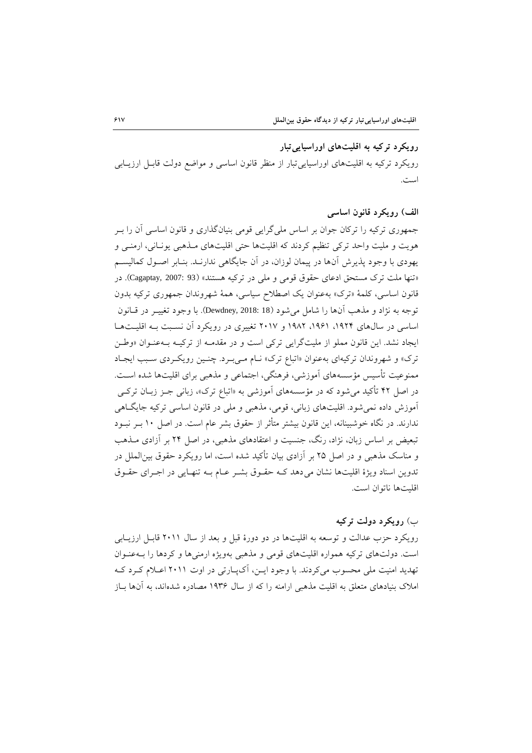## رویکرد ترکیه به اقلیت‌های اوراسیایی‌تبار

رویکرد ترکیه به اقلیت‌های اوراسیایی‌تبار از منظر قانون اساسی و مواضع دولت قابل ارزیابی است.

### الف) رویکرد قانون اساسی

جمهوری ترکیه را ترکان جوان بر اساس ملی‌گرایی قومی بنیان‌گذاری و قانون اساسی آن را بر هویت و ملیت واحد ترکی تنظیم کردند که اقلیت‌ها حتی اقلیت‌های مذهبی یونانی، ارمنی و یهودی با وجود پذیرش آن‌ها در پیمان لوزان، در آن جایگاهی ندارند. بنابر اصول کمالیسم «تنها ملت ترک مستحق ادعای حقوق قومی و ملی در ترکیه هستند» (Cagaptay, 2007: 93). در قانون اساسی، کلمهٔ «ترک» به‌عنوان یک اصطلاح سیاسی، همهٔ شهروندان جمهوری ترکیه بدون توجه به نژاد و مذهب آن‌ها را شامل می‌شود (Dewdney, 2018: 18). با وجود تغییر در قانون اساسی در سال‌های ۱۹۲۴، ۱۹۶۱، ۱۹۸۲ و ۲۰۱۷ تغییری در رویکرد آن نسبت به اقلیت‌ها ایجاد نشد. این قانون مملو از ملیت‌گرایی ترکی است و در مقدمه از ترکیه به‌عنوان «وطن ترک» و شهروندان ترکیه‌ای به‌عنوان «اتباع ترک» نام می‌برد. چنین رویکردی سبب ایجاد ممنوعیت تأسیس مؤسسه‌های آموزشی، فرهنگی، اجتماعی و مذهبی برای اقلیت‌ها شده است. در اصل ۴۲ تأکید می‌شود که در مؤسسه‌های آموزشی به «اتباع ترک»، زبانی جز زبان ترکی آموزش داده نمی‌شود. اقلیت‌های زبانی، قومی، مذهبی و ملی در قانون اساسی ترکیه جایگاهی ندارند. در نگاه خوشبینانه، این قانون بیشتر متأثر از حقوق بشر عام است. در اصل ۱۰ بر نبود تبعیض بر اساس زبان، نژاد، رنگ، جنسیت و اعتقادهای مذهبی، در اصل ۲۴ بر آزادی مذهب و مناسک مذهبی و در اصل ۲۵ بر آزادی بیان تأکید شده است، اما رویکرد حقوق بین‌الملل در تدوین اسناد ویژهٔ اقلیت‌ها نشان می‌دهد که حقوق بشر عام به تنهایی در اجرای حقوق اقلیت‌ها ناتوان است.

### ب) رویکرد دولت ترکیه

رویکرد حزب عدالت و توسعه به اقلیت‌ها در دو دورهٔ قبل و بعد از سال ۲۰۱۱ قابل ارزیابی است. دولت‌های ترکیه همواره اقلیت‌های قومی و مذهبی به‌ویژه ارمنی‌ها و کردها را به‌عنوان تهدید امنیت ملی محسوب می‌کردند. با وجود این، آک‌پارتی در اوت ۲۰۱۱ اعلام کرد که املاک بنیادهای متعلق به اقلیت مذهبی ارامنه را که از سال ۱۹۳۶ مصادره شده‌اند، به آن‌ها باز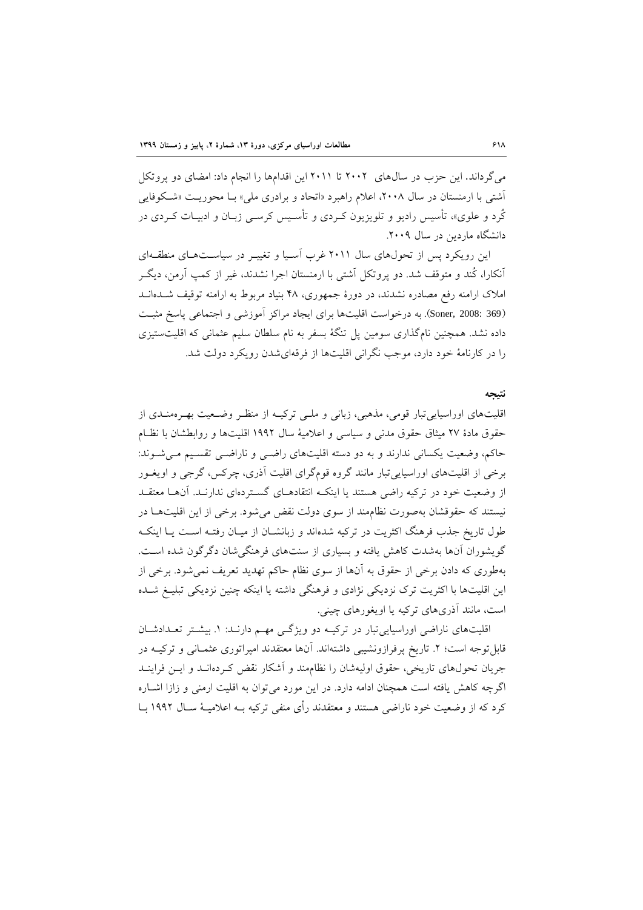می‌گرداند. این حزب در سال‌های ۲۰۰۲ تا ۲۰۱۱ این اقدام‌ها را انجام داد: امضای دو پروتکل آشتی با ارمنستان در سال ۲۰۰۸، اعلام راهبرد «اتحاد و برادری ملی» بـا محوریـت «شـکوفایی کُرد و علوی»، تأسیس رادیو و تلویزیون کـردی و تأسـیس کرسـی زبـان و ادبیـات کـردی در دانشگاه ماردین در سال ۲۰۰۹.

این رویکرد پس از تحول‌های سال ۲۰۱۱ غرب آسـیا و تغییـر در سیاسـت‌هـای منطقـه‌ای آنکارا، کُند و متوقف شد. دو پروتکل آشتی با ارمنستان اجرا نشدند، غیر از کمپ آرمن، دیگـر املاک ارامنه رفع مصادره نشدند، در دورهٔ جمهوری، ۴۸ بنیاد مربوط به ارامنه توقیف شـده‌انـد (Soner, 2008: 369). به درخواست اقلیت‌ها برای ایجاد مراکز آموزشی و اجتماعی پاسخ مثبـت داده نشد. همچنین نام‌گذاری سومین پل تنگهٔ بسفر به نام سلطان سلیم عثمانی که اقلیت‌ستیزی را در کارنامهٔ خود دارد، موجب نگرانی اقلیت‌ها از فرقه‌ای‌شدن رویکرد دولت شد.

## نتیجه

اقلیت‌های اوراسیایی‌تبار قومی، مذهبی، زبانی و ملـی ترکیـه از منظـر وضـعیت بهـره‌منـدی از حقوق مادهٔ ۲۷ میثاق حقوق مدنی و سیاسی و اعلامیهٔ سال ۱۹۹۲ اقلیت‌ها و روابطشان با نظـام حاکم، وضعیت یکسانی ندارند و به دو دسته اقلیت‌های راضـی و ناراضـی تقسـیم مـی‌شـوند: برخی از اقلیت‌های اوراسیایی‌تبار مانند گروه قوم‌گرای اقلیت آذری، چرکس، گرجی و اویغـور از وضعیت خود در ترکیه راضی هستند یا اینکه انتقادهـای گسـترده‌ای ندارنـد. آن‌هـا معتقـد نیستند که حقوقشان به‌صورت نظام‌مند از سوی دولت نقض می‌شود. برخی از این اقلیت‌هـا در طول تاریخ جذب فرهنگ اکثریت در ترکیه شده‌اند و زبانشـان از میـان رفتـه اسـت یـا اینکـه گویشوران آن‌ها به‌شدت کاهش یافته و بسیاری از سنت‌های فرهنگی‌شان دگرگون شده اسـت. به‌طوری که دادن برخی از حقوق به آن‌ها از سوی نظام حاکم تهدید تعریف نمی‌شود. برخی از این اقلیت‌ها با اکثریت ترک نزدیکی نژادی و فرهنگی داشته یا اینکه چنین نزدیکی تبلیـغ شـده است، مانند آذری‌های ترکیه یا اویغورهای چینی.

اقلیت‌های ناراضی اوراسیایی‌تبار در ترکیـه دو ویژگـی مهـم دارنـد: ۱. بیشـتر تعـدادشـان قابل‌توجه است؛ ۲. تاریخ پرفرازونشیبی داشته‌اند. آن‌ها معتقدند امپراتوری عثمـانی و ترکیـه در جریان تحول‌های تاریخی، حقوق اولیه‌شان را نظام‌مند و آشکار نقض کـرده‌انـد و ایـن فراینـد اگرچه کاهش یافته است همچنان ادامه دارد. در این مورد می‌توان به اقلیت ارمنی و زازا اشـاره کرد که از وضعیت خود ناراضی هستند و معتقدند رأی منفی ترکیه بـه اعلامیـهٔ سـال ۱۹۹۲ بـا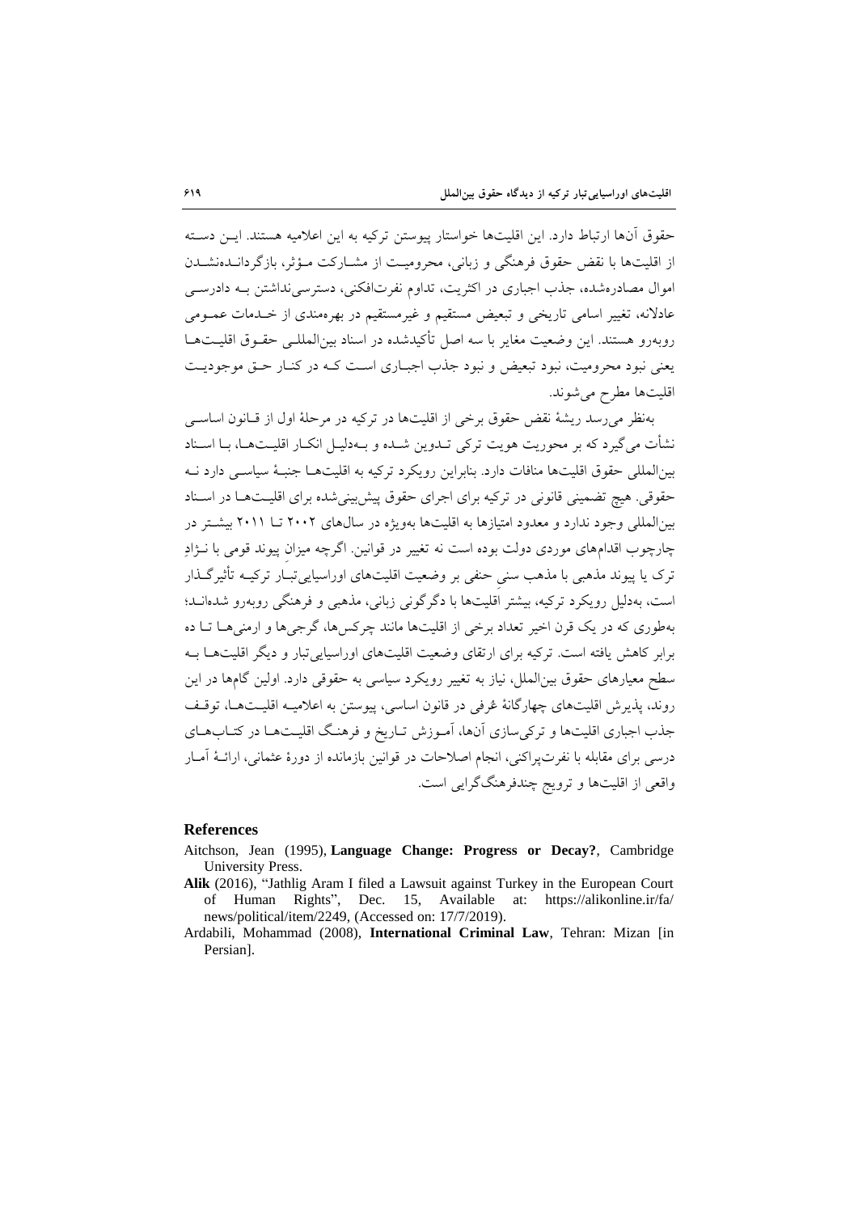حقوق آن‌ها ارتباط دارد. این اقلیت‌ها خواستار پیوستن ترکیه به این اعلامیه هستند. این دسته از اقلیت‌ها با نقض حقوق فرهنگی و زبانی، محرومیت از مشارکت مؤثر، بازگردانده‌نشدن اموال مصادره‌شده، جذب اجباری در اکثریت، تداوم نفرت‌افکنی، دسترسی‌نداشتن به دادرسی عادلانه، تغییر اسامی تاریخی و تبعیض مستقیم و غیرمستقیم در بهره‌مندی از خدمات عمومی روبه‌رو هستند. این وضعیت مغایر با سه اصل تأکیدشده در اسناد بین‌المللی حقوق اقلیت‌ها یعنی نبود محرومیت، نبود تبعیض و نبود جذب اجباری است که در کنار حق موجودیت اقلیت‌ها مطرح می‌شوند.

به‌نظر می‌رسد ریشهٔ نقض حقوق برخی از اقلیت‌ها در ترکیه در مرحلهٔ اول از قانون اساسی نشأت می‌گیرد که بر محوریت هویت ترکی تدوین شده و به‌دلیل انکار اقلیت‌ها، با اسناد بین‌المللی حقوق اقلیت‌ها منافات دارد. بنابراین رویکرد ترکیه به اقلیت‌ها جنبهٔ سیاسی دارد نه حقوقی. هیچ تضمینی قانونی در ترکیه برای اجرای حقوق پیش‌بینی‌شده برای اقلیت‌ها در اسناد بین‌المللی وجود ندارد و معدود امتیازها به اقلیت‌ها به‌ویژه در سال‌های ۲۰۰۲ تا ۲۰۱۱ بیشتر در چارچوب اقدام‌های موردی دولت بوده است نه تغییر در قوانین. اگرچه میزانِ پیوند قومی با نـژادِ ترک یا پیوند مذهبی با مذهب سنی حنفی بر وضعیت اقلیت‌های اوراسیایی‌تبار ترکیه تأثیرگذار است، به‌دلیل رویکرد ترکیه، بیشتر اقلیت‌ها با دگرگونی زبانی، مذهبی و فرهنگی روبه‌رو شده‌اند؛ به‌طوری که در یک قرن اخیر تعداد برخی از اقلیت‌ها مانند چرکس‌ها، گرجی‌ها و ارمنی‌ها تا ده برابر کاهش یافته است. ترکیه برای ارتقای وضعیت اقلیت‌های اوراسیایی‌تبار و دیگر اقلیت‌ها به سطح معیارهای حقوق بین‌الملل، نیاز به تغییر رویکرد سیاسی به حقوقی دارد. اولین گام‌ها در این روند، پذیرش اقلیت‌های چهارگانهٔ عُرفی در قانون اساسی، پیوستن به اعلامیه اقلیت‌ها، توقف جذب اجباری اقلیت‌ها و ترکی‌سازی آن‌ها، آموزش تاریخ و فرهنگ اقلیت‌ها در کتاب‌های درسی برای مقابله با نفرت‌پراکنی، انجام اصلاحات در قوانین بازمانده از دورهٔ عثمانی، ارائهٔ آمار واقعی از اقلیت‌ها و ترویج چندفرهنگ‌گرایی است.

## References

Aitchson, Jean (1995), **Language Change: Progress or Decay?**, Cambridge University Press.

**Alik** (2016), "Jathlig Aram I filed a Lawsuit against Turkey in the European Court of Human Rights", Dec. 15, Available at: https://alikonline.ir/fa/news/political/item/2249, (Accessed on: 17/7/2019).

Ardabili, Mohammad (2008), **International Criminal Law**, Tehran: Mizan [in Persian].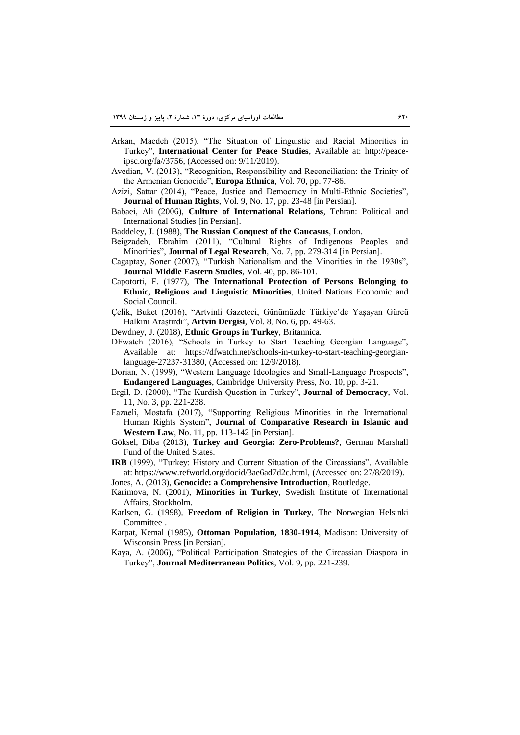Arkan, Maedeh (2015), "The Situation of Linguistic and Racial Minorities in Turkey", **International Center for Peace Studies**, Available at: http://peace-ipsc.org/fa//3756, (Accessed on: 9/11/2019).

Avedian, V. (2013), "Recognition, Responsibility and Reconciliation: the Trinity of the Armenian Genocide", **Europa Ethnica**, Vol. 70, pp. 77-86.

Azizi, Sattar (2014), "Peace, Justice and Democracy in Multi-Ethnic Societies", **Journal of Human Rights**, Vol. 9, No. 17, pp. 23-48 [in Persian].

Babaei, Ali (2006), **Culture of International Relations**, Tehran: Political and International Studies [in Persian].

Baddeley, J. (1988), **The Russian Conquest of the Caucasus**, London.

Beigzadeh, Ebrahim (2011), "Cultural Rights of Indigenous Peoples and Minorities", **Journal of Legal Research**, No. 7, pp. 279-314 [in Persian].

Cagaptay, Soner (2007), "Turkish Nationalism and the Minorities in the 1930s", **Journal Middle Eastern Studies**, Vol. 40, pp. 86-101.

Capotorti, F. (1977), **The International Protection of Persons Belonging to Ethnic, Religious and Linguistic Minorities**, United Nations Economic and Social Council.

Çelik, Buket (2016), "Artvinli Gazeteci, Günümüzde Türkiye'de Yaşayan Gürcü Halkını Araştırdı", **Artvin Dergisi**, Vol. 8, No. 6, pp. 49-63.

Dewdney, J. (2018), **Ethnic Groups in Turkey**, Britannica.

DFwatch (2016), "Schools in Turkey to Start Teaching Georgian Language", Available at: https://dfwatch.net/schools-in-turkey-to-start-teaching-georgian-language-27237-31380, (Accessed on: 12/9/2018).

Dorian, N. (1999), "Western Language Ideologies and Small-Language Prospects", **Endangered Languages**, Cambridge University Press, No. 10, pp. 3-21.

Ergil, D. (2000), "The Kurdish Question in Turkey", **Journal of Democracy**, Vol. 11, No. 3, pp. 221-238.

Fazaeli, Mostafa (2017), "Supporting Religious Minorities in the International Human Rights System", **Journal of Comparative Research in Islamic and Western Law**, No. 11, pp. 113-142 [in Persian].

Göksel, Diba (2013), **Turkey and Georgia: Zero-Problems?**, German Marshall Fund of the United States.

**IRB** (1999), "Turkey: History and Current Situation of the Circassians", Available at: https://www.refworld.org/docid/3ae6ad7d2c.html, (Accessed on: 27/8/2019).

Jones, A. (2013), **Genocide: a Comprehensive Introduction**, Routledge.

Karimova, N. (2001), **Minorities in Turkey**, Swedish Institute of International Affairs, Stockholm.

Karlsen, G. (1998), **Freedom of Religion in Turkey**, The Norwegian Helsinki Committee .

Karpat, Kemal (1985), **Ottoman Population, 1830-1914**, Madison: University of Wisconsin Press [in Persian].

Kaya, A. (2006), "Political Participation Strategies of the Circassian Diaspora in Turkey", **Journal Mediterranean Politics**, Vol. 9, pp. 221-239.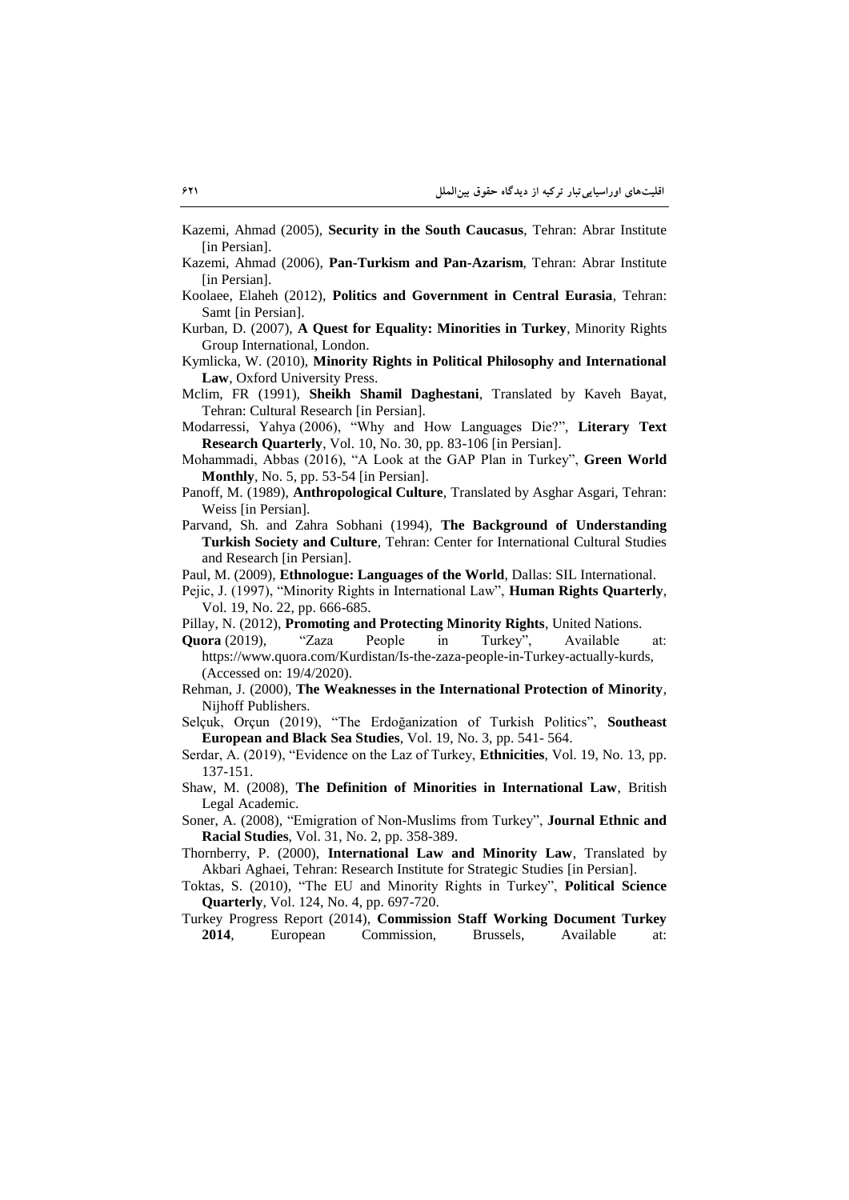Kazemi, Ahmad (2005), **Security in the South Caucasus**, Tehran: Abrar Institute [in Persian].

Kazemi, Ahmad (2006), **Pan-Turkism and Pan-Azarism**, Tehran: Abrar Institute [in Persian].

Koolaee, Elaheh (2012), **Politics and Government in Central Eurasia**, Tehran: Samt [in Persian].

Kurban, D. (2007), **A Quest for Equality: Minorities in Turkey**, Minority Rights Group International, London.

Kymlicka, W. (2010), **Minority Rights in Political Philosophy and International Law**, Oxford University Press.

Mclim, FR (1991), **Sheikh Shamil Daghestani**, Translated by Kaveh Bayat, Tehran: Cultural Research [in Persian].

Modarressi, Yahya (2006), "Why and How Languages Die?", **Literary Text Research Quarterly**, Vol. 10, No. 30, pp. 83-106 [in Persian].

Mohammadi, Abbas (2016), "A Look at the GAP Plan in Turkey", **Green World Monthly**, No. 5, pp. 53-54 [in Persian].

Panoff, M. (1989), **Anthropological Culture**, Translated by Asghar Asgari, Tehran: Weiss [in Persian].

Parvand, Sh. and Zahra Sobhani (1994), **The Background of Understanding Turkish Society and Culture**, Tehran: Center for International Cultural Studies and Research [in Persian].

Paul, M. (2009), **Ethnologue: Languages of the World**, Dallas: SIL International.

Pejic, J. (1997), "Minority Rights in International Law", **Human Rights Quarterly**, Vol. 19, No. 22, pp. 666-685.

Pillay, N. (2012), **Promoting and Protecting Minority Rights**, United Nations.

**Quora** (2019), "Zaza People in Turkey", Available at: https://www.quora.com/Kurdistan/Is-the-zaza-people-in-Turkey-actually-kurds, (Accessed on: 19/4/2020).

Rehman, J. (2000), **The Weaknesses in the International Protection of Minority**, Nijhoff Publishers.

Selçuk, Orçun (2019), "The Erdoğanization of Turkish Politics", **Southeast European and Black Sea Studies**, Vol. 19, No. 3, pp. 541- 564.

Serdar, A. (2019), "Evidence on the Laz of Turkey, **Ethnicities**, Vol. 19, No. 13, pp. 137-151.

Shaw, M. (2008), **The Definition of Minorities in International Law**, British Legal Academic.

Soner, A. (2008), "Emigration of Non-Muslims from Turkey", **Journal Ethnic and Racial Studies**, Vol. 31, No. 2, pp. 358-389.

Thornberry, P. (2000), **International Law and Minority Law**, Translated by Akbari Aghaei, Tehran: Research Institute for Strategic Studies [in Persian].

Toktas, S. (2010), "The EU and Minority Rights in Turkey", **Political Science Quarterly**, Vol. 124, No. 4, pp. 697-720.

Turkey Progress Report (2014), **Commission Staff Working Document Turkey 2014**, European Commission, Brussels, Available at: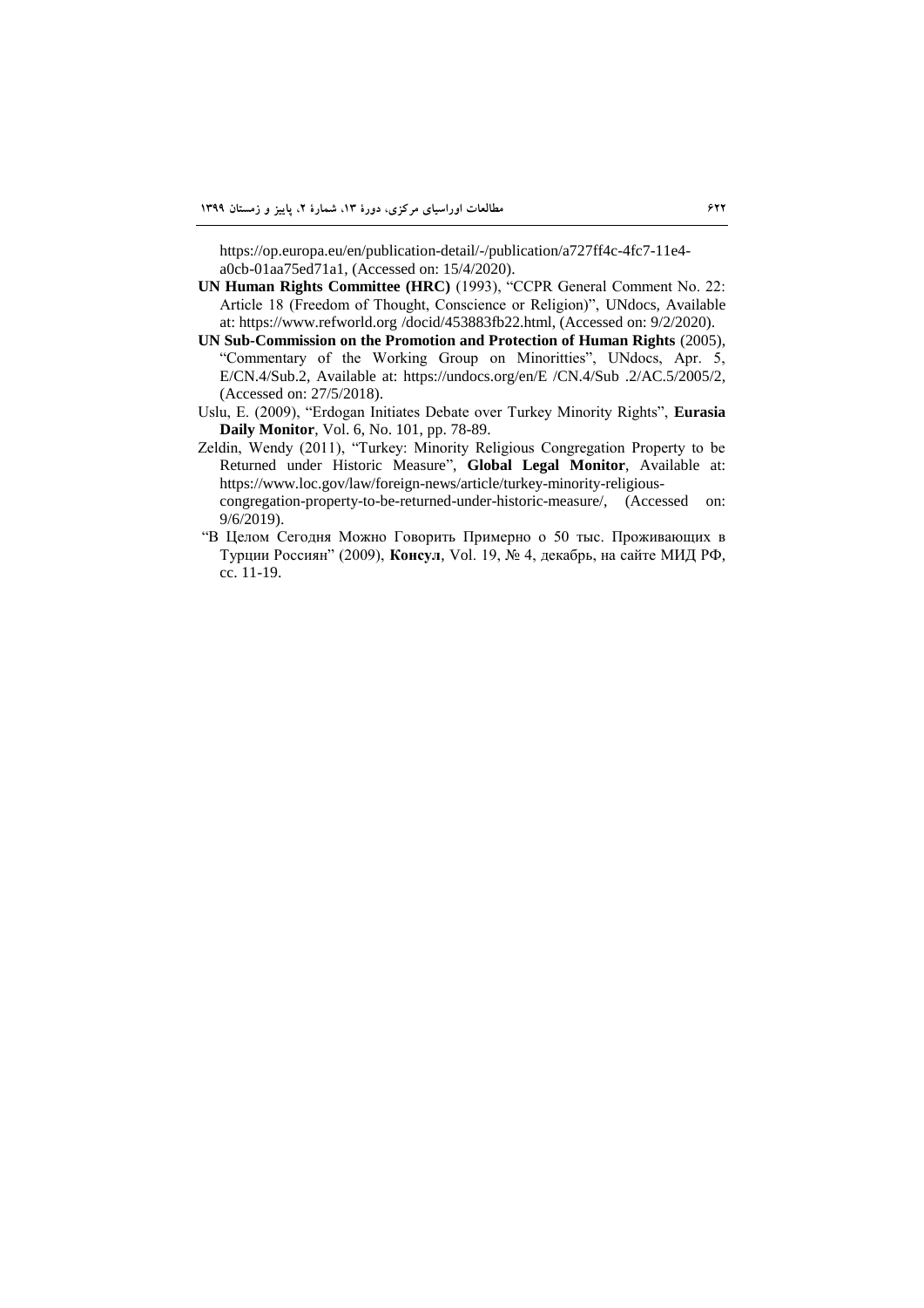https://op.europa.eu/en/publication-detail/-/publication/a727ff4c-4fc7-11e4-a0cb-01aa75ed71a1, (Accessed on: 15/4/2020).

**UN Human Rights Committee (HRC)** (1993), “CCPR General Comment No. 22: Article 18 (Freedom of Thought, Conscience or Religion)”, UNdocs, Available at: https://www.refworld.org /docid/453883fb22.html, (Accessed on: 9/2/2020).

**UN Sub-Commission on the Promotion and Protection of Human Rights** (2005), “Commentary of the Working Group on Minoritties”, UNdocs, Apr. 5, E/CN.4/Sub.2, Available at: https://undocs.org/en/E /CN.4/Sub .2/AC.5/2005/2, (Accessed on: 27/5/2018).

Uslu, E. (2009), “Erdogan Initiates Debate over Turkey Minority Rights”, **Eurasia Daily Monitor**, Vol. 6, No. 101, pp. 78-89.

Zeldin, Wendy (2011), “Turkey: Minority Religious Congregation Property to be Returned under Historic Measure”, **Global Legal Monitor**, Available at: https://www.loc.gov/law/foreign-news/article/turkey-minority-religious-congregation-property-to-be-returned-under-historic-measure/, (Accessed on: 9/6/2019).

“В Целом Сегодня Можно Говорить Примерно о 50 тыс. Проживающих в Турции Россиян” (2009), **Консул**, Vol. 19, № 4, декабрь, на сайте МИД РФ, сс. 11-19.